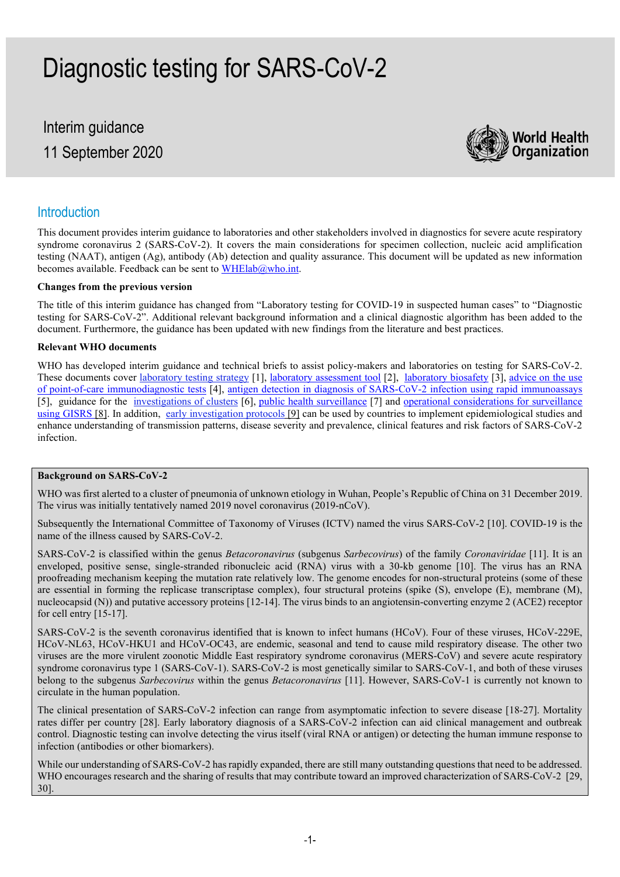# Diagnostic testing for SARS-CoV-2

Interim guidance

11 September 2020

## Introduction

This document provides interim guidance to laboratories and other stakeholders involved in diagnostics for severe acute respiratory syndrome coronavirus 2 (SARS-CoV-2). It covers the main considerations for specimen collection, nucleic acid amplification testing (NAAT), antigen (Ag), antibody (Ab) detection and quality assurance. This document will be updated as new information becomes available. Feedback can be sent to WHElab@who.int.

**Changes from the previous version**

The title of this interim guidance has changed from "Laboratory testing for COVID-19 in suspected human cases" to "Diagnostic testing for SARS-CoV-2". Additional relevant background information and a clinical diagnostic algorithm has been added to the document. Furthermore, the guidance has been updated with new findings from the literature and best practices.

**Relevant WHO documents**

WHO has developed interim guidance and technical briefs to assist policy-makers and laboratories on testing for SARS-CoV-2. These documents cover laboratory testing strategy [1], laboratory assessment tool [2], laboratory biosafety [3], advice on the use of point-of-care immunodiagnostic tests [4], antigen detection in diagnosis of SARS-CoV-2 infection using rapid immunoassays [5], guidance for the investigations of clusters [6], public health surveillance [7] and operational considerations for surveillance using GISRS [8]. In addition, early investigation protocols [9] can be used by countries to implement epidemiological studies and enhance understanding of transmission patterns, disease severity and prevalence, clinical features and risk factors of SARS-CoV-2 infection.

**Background on SARS-CoV-2**

WHO was first alerted to a cluster of pneumonia of unknown etiology in Wuhan, People's Republic of China on 31 December 2019. The virus was initially tentatively named 2019 novel coronavirus (2019-nCoV).

Subsequently the International Committee of Taxonomy of Viruses (ICTV) named the virus SARS-CoV-2 [10]. COVID-19 is the name of the illness caused by SARS-CoV-2.

SARS-CoV-2 is classified within the genus *Betacoronavirus* (subgenus *Sarbecovirus*) of the family *Coronaviridae* [11]. It is an enveloped, positive sense, single-stranded ribonucleic acid (RNA) virus with a 30-kb genome [10]. The virus has an RNA proofreading mechanism keeping the mutation rate relatively low. The genome encodes for non-structural proteins (some of these are essential in forming the replicase transcriptase complex), four structural proteins (spike (S), envelope (E), membrane (M), nucleocapsid (N)) and putative accessory proteins [12-14]. The virus binds to an angiotensin-converting enzyme 2 (ACE2) receptor for cell entry [15-17].

SARS-CoV-2 is the seventh coronavirus identified that is known to infect humans (HCoV). Four of these viruses, HCoV-229E, HCoV-NL63, HCoV-HKU1 and HCoV-OC43, are endemic, seasonal and tend to cause mild respiratory disease. The other two viruses are the more virulent zoonotic Middle East respiratory syndrome coronavirus (MERS-CoV) and severe acute respiratory syndrome coronavirus type 1 (SARS-CoV-1). SARS-CoV-2 is most genetically similar to SARS-CoV-1, and both of these viruses belong to the subgenus *Sarbecovirus* within the genus *Betacoronavirus* [11]. However, SARS-CoV-1 is currently not known to circulate in the human population.

The clinical presentation of SARS-CoV-2 infection can range from asymptomatic infection to severe disease [18-27]. Mortality rates differ per country [28]. Early laboratory diagnosis of a SARS-CoV-2 infection can aid clinical management and outbreak control. Diagnostic testing can involve detecting the virus itself (viral RNA or antigen) or detecting the human immune response to infection (antibodies or other biomarkers).

While our understanding of SARS-CoV-2 has rapidly expanded, there are still many outstanding questions that need to be addressed. WHO encourages research and the sharing of results that may contribute toward an improved characterization of SARS-CoV-2 [29, 30].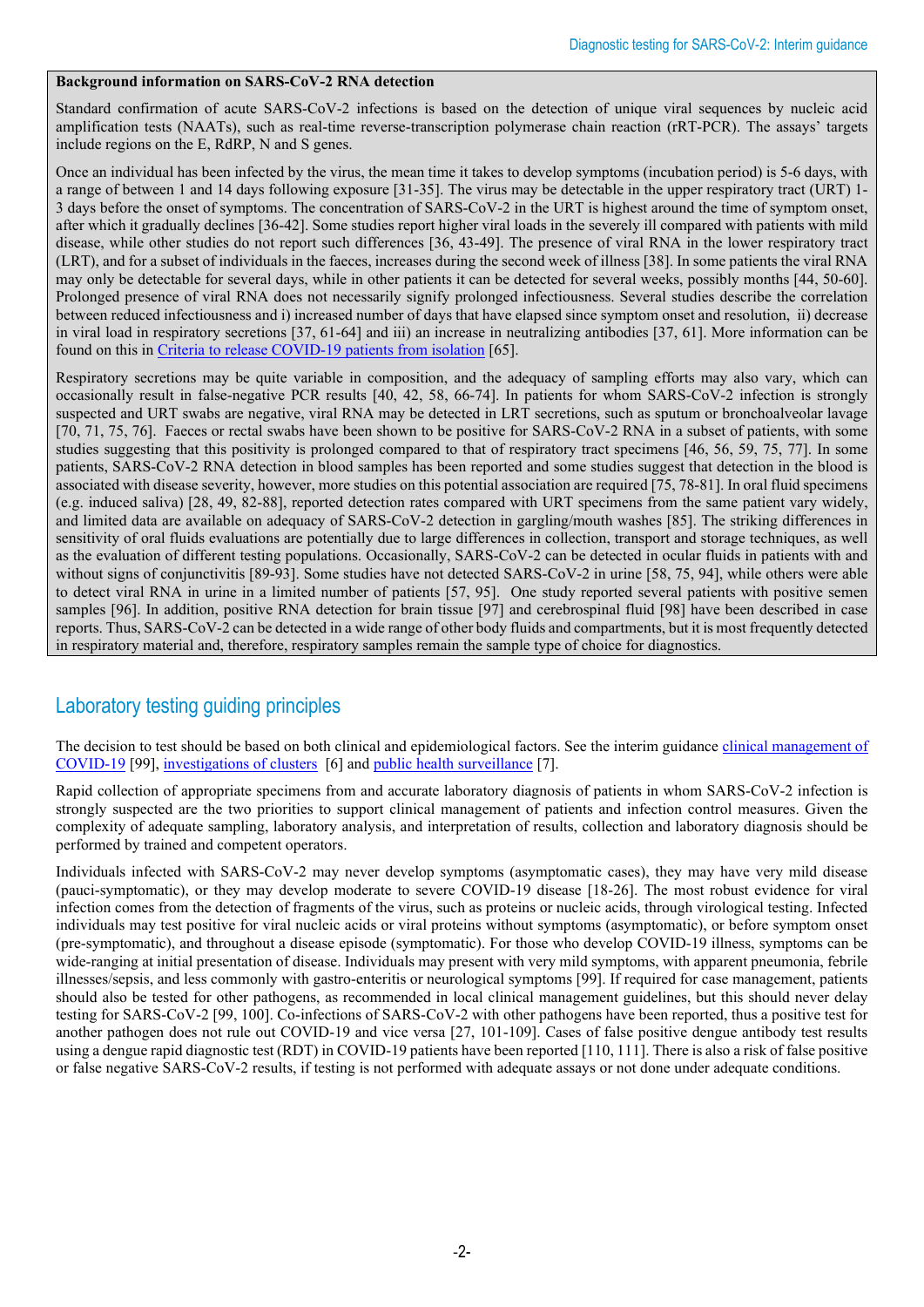**Background information on SARS-CoV-2 RNA detection**

Standard confirmation of acute SARS-CoV-2 infections is based on the detection of unique viral sequences by nucleic acid amplification tests (NAATs), such as real-time reverse-transcription polymerase chain reaction (rRT-PCR). The assays' targets include regions on the E, RdRP, N and S genes.

Once an individual has been infected by the virus, the mean time it takes to develop symptoms (incubation period) is 5-6 days, with a range of between 1 and 14 days following exposure [31-35]. The virus may be detectable in the upper respiratory tract (URT) 1-3 days before the onset of symptoms. The concentration of SARS-CoV-2 in the URT is highest around the time of symptom onset, after which it gradually declines [36-42]. Some studies report higher viral loads in the severely ill compared with patients with mild disease, while other studies do not report such differences [36, 43-49]. The presence of viral RNA in the lower respiratory tract (LRT), and for a subset of individuals in the faeces, increases during the second week of illness [38]. In some patients the viral RNA may only be detectable for several days, while in other patients it can be detected for several weeks, possibly months [44, 50-60]. Prolonged presence of viral RNA does not necessarily signify prolonged infectiousness. Several studies describe the correlation between reduced infectiousness and i) increased number of days that have elapsed since symptom onset and resolution, ii) decrease in viral load in respiratory secretions [37, 61-64] and iii) an increase in neutralizing antibodies [37, 61]. More information can be found on this in Criteria to release COVID-19 patients from isolation [65].

Respiratory secretions may be quite variable in composition, and the adequacy of sampling efforts may also vary, which can occasionally result in false-negative PCR results [40, 42, 58, 66-74]. In patients for whom SARS-CoV-2 infection is strongly suspected and URT swabs are negative, viral RNA may be detected in LRT secretions, such as sputum or bronchoalveolar lavage [70, 71, 75, 76]. Faeces or rectal swabs have been shown to be positive for SARS-CoV-2 RNA in a subset of patients, with some studies suggesting that this positivity is prolonged compared to that of respiratory tract specimens [46, 56, 59, 75, 77]. In some patients, SARS-CoV-2 RNA detection in blood samples has been reported and some studies suggest that detection in the blood is associated with disease severity, however, more studies on this potential association are required [75, 78-81]. In oral fluid specimens (e.g. induced saliva) [28, 49, 82-88], reported detection rates compared with URT specimens from the same patient vary widely, and limited data are available on adequacy of SARS-CoV-2 detection in gargling/mouth washes [85]. The striking differences in sensitivity of oral fluids evaluations are potentially due to large differences in collection, transport and storage techniques, as well as the evaluation of different testing populations. Occasionally, SARS-CoV-2 can be detected in ocular fluids in patients with and without signs of conjunctivitis [89-93]. Some studies have not detected SARS-CoV-2 in urine [58, 75, 94], while others were able to detect viral RNA in urine in a limited number of patients [57, 95]. One study reported several patients with positive semen samples [96]. In addition, positive RNA detection for brain tissue [97] and cerebrospinal fluid [98] have been described in case reports. Thus, SARS-CoV-2 can be detected in a wide range of other body fluids and compartments, but it is most frequently detected in respiratory material and, therefore, respiratory samples remain the sample type of choice for diagnostics.

## Laboratory testing guiding principles

The decision to test should be based on both clinical and epidemiological factors. See the interim guidance clinical management of COVID-19 [99], investigations of clusters [6] and public health surveillance [7].

Rapid collection of appropriate specimens from and accurate laboratory diagnosis of patients in whom SARS-CoV-2 infection is strongly suspected are the two priorities to support clinical management of patients and infection control measures. Given the complexity of adequate sampling, laboratory analysis, and interpretation of results, collection and laboratory diagnosis should be performed by trained and competent operators.

Individuals infected with SARS-CoV-2 may never develop symptoms (asymptomatic cases), they may have very mild disease (pauci-symptomatic), or they may develop moderate to severe COVID-19 disease [18-26]. The most robust evidence for viral infection comes from the detection of fragments of the virus, such as proteins or nucleic acids, through virological testing. Infected individuals may test positive for viral nucleic acids or viral proteins without symptoms (asymptomatic), or before symptom onset (pre-symptomatic), and throughout a disease episode (symptomatic). For those who develop COVID-19 illness, symptoms can be wide-ranging at initial presentation of disease. Individuals may present with very mild symptoms, with apparent pneumonia, febrile illnesses/sepsis, and less commonly with gastro-enteritis or neurological symptoms [99]. If required for case management, patients should also be tested for other pathogens, as recommended in local clinical management guidelines, but this should never delay testing for SARS-CoV-2 [99, 100]. Co-infections of SARS-CoV-2 with other pathogens have been reported, thus a positive test for another pathogen does not rule out COVID-19 and vice versa [27, 101-109]. Cases of false positive dengue antibody test results using a dengue rapid diagnostic test (RDT) in COVID-19 patients have been reported [110, 111]. There is also a risk of false positive or false negative SARS-CoV-2 results, if testing is not performed with adequate assays or not done under adequate conditions.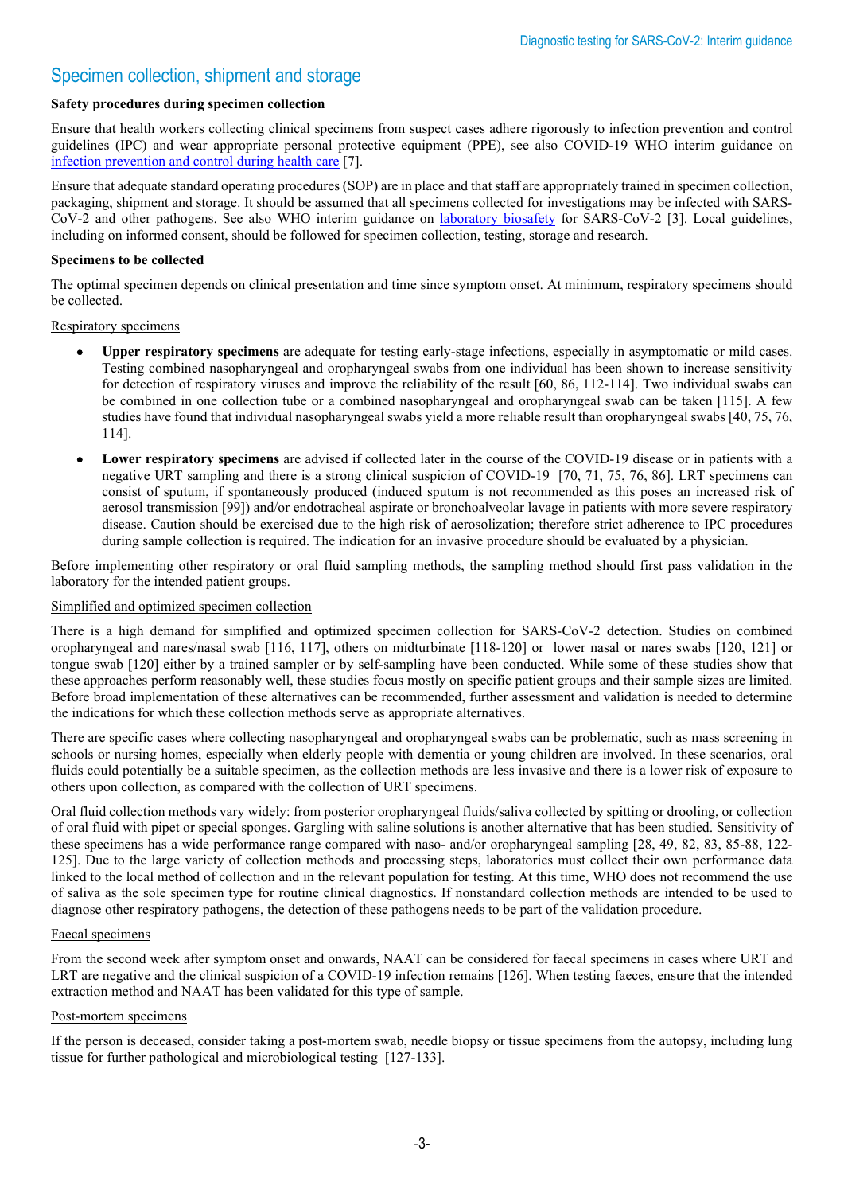## Specimen collection, shipment and storage

**Safety procedures during specimen collection**

Ensure that health workers collecting clinical specimens from suspect cases adhere rigorously to infection prevention and control guidelines (IPC) and wear appropriate personal protective equipment (PPE), see also COVID-19 WHO interim guidance on [infection prevention and control during health care](#) [7].

Ensure that adequate standard operating procedures (SOP) are in place and that staff are appropriately trained in specimen collection, packaging, shipment and storage. It should be assumed that all specimens collected for investigations may be infected with SARS-CoV-2 and other pathogens. See also WHO interim guidance on [laboratory biosafety](#) for SARS-CoV-2 [3]. Local guidelines, including on informed consent, should be followed for specimen collection, testing, storage and research.

**Specimens to be collected**

The optimal specimen depends on clinical presentation and time since symptom onset. At minimum, respiratory specimens should be collected.

Respiratory specimens

- **Upper respiratory specimens** are adequate for testing early-stage infections, especially in asymptomatic or mild cases. Testing combined nasopharyngeal and oropharyngeal swabs from one individual has been shown to increase sensitivity for detection of respiratory viruses and improve the reliability of the result [60, 86, 112-114]. Two individual swabs can be combined in one collection tube or a combined nasopharyngeal and oropharyngeal swab can be taken [115]. A few studies have found that individual nasopharyngeal swabs yield a more reliable result than oropharyngeal swabs [40, 75, 76, 114].
- **Lower respiratory specimens** are advised if collected later in the course of the COVID-19 disease or in patients with a negative URT sampling and there is a strong clinical suspicion of COVID-19 [70, 71, 75, 76, 86]. LRT specimens can consist of sputum, if spontaneously produced (induced sputum is not recommended as this poses an increased risk of aerosol transmission [99]) and/or endotracheal aspirate or bronchoalveolar lavage in patients with more severe respiratory disease. Caution should be exercised due to the high risk of aerosolization; therefore strict adherence to IPC procedures during sample collection is required. The indication for an invasive procedure should be evaluated by a physician.

Before implementing other respiratory or oral fluid sampling methods, the sampling method should first pass validation in the laboratory for the intended patient groups.

Simplified and optimized specimen collection

There is a high demand for simplified and optimized specimen collection for SARS-CoV-2 detection. Studies on combined oropharyngeal and nares/nasal swab [116, 117], others on midturbinate [118-120] or lower nasal or nares swabs [120, 121] or tongue swab [120] either by a trained sampler or by self-sampling have been conducted. While some of these studies show that these approaches perform reasonably well, these studies focus mostly on specific patient groups and their sample sizes are limited. Before broad implementation of these alternatives can be recommended, further assessment and validation is needed to determine the indications for which these collection methods serve as appropriate alternatives.

There are specific cases where collecting nasopharyngeal and oropharyngeal swabs can be problematic, such as mass screening in schools or nursing homes, especially when elderly people with dementia or young children are involved. In these scenarios, oral fluids could potentially be a suitable specimen, as the collection methods are less invasive and there is a lower risk of exposure to others upon collection, as compared with the collection of URT specimens.

Oral fluid collection methods vary widely: from posterior oropharyngeal fluids/saliva collected by spitting or drooling, or collection of oral fluid with pipet or special sponges. Gargling with saline solutions is another alternative that has been studied. Sensitivity of these specimens has a wide performance range compared with naso- and/or oropharyngeal sampling [28, 49, 82, 83, 85-88, 122-125]. Due to the large variety of collection methods and processing steps, laboratories must collect their own performance data linked to the local method of collection and in the relevant population for testing. At this time, WHO does not recommend the use of saliva as the sole specimen type for routine clinical diagnostics. If nonstandard collection methods are intended to be used to diagnose other respiratory pathogens, the detection of these pathogens needs to be part of the validation procedure.

Faecal specimens

From the second week after symptom onset and onwards, NAAT can be considered for faecal specimens in cases where URT and LRT are negative and the clinical suspicion of a COVID-19 infection remains [126]. When testing faeces, ensure that the intended extraction method and NAAT has been validated for this type of sample.

Post-mortem specimens

If the person is deceased, consider taking a post-mortem swab, needle biopsy or tissue specimens from the autopsy, including lung tissue for further pathological and microbiological testing [127-133].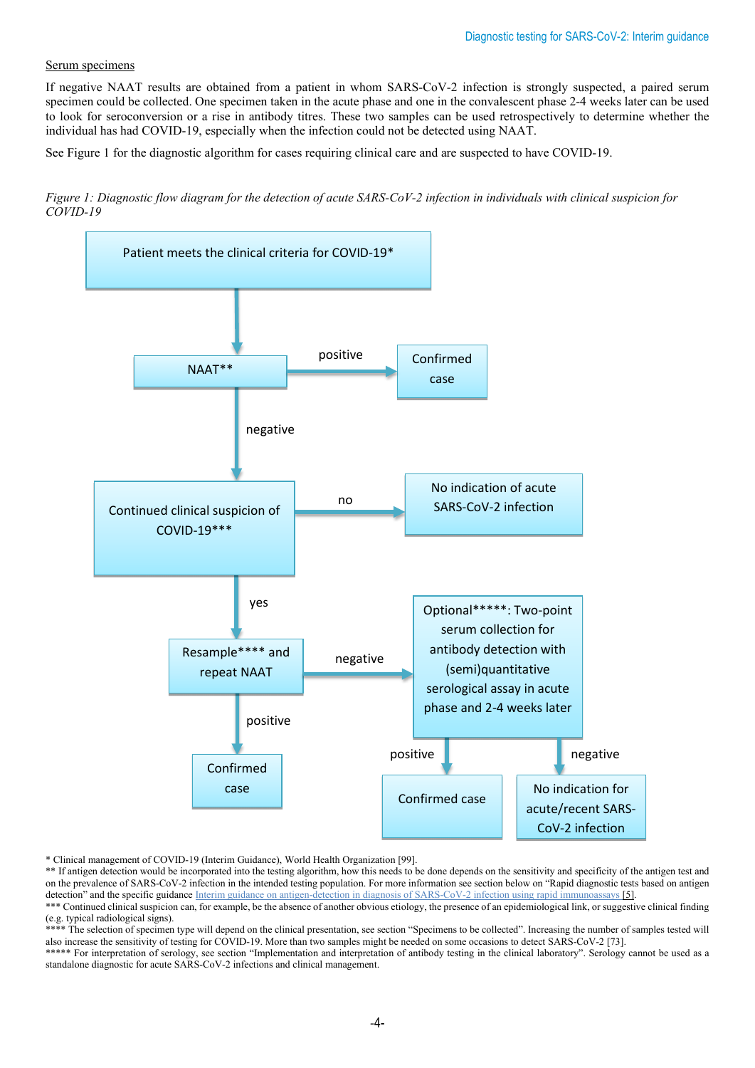Serum specimens

If negative NAAT results are obtained from a patient in whom SARS-CoV-2 infection is strongly suspected, a paired serum specimen could be collected. One specimen taken in the acute phase and one in the convalescent phase 2-4 weeks later can be used to look for seroconversion or a rise in antibody titres. These two samples can be used retrospectively to determine whether the individual has had COVID-19, especially when the infection could not be detected using NAAT.

See Figure 1 for the diagnostic algorithm for cases requiring clinical care and are suspected to have COVID-19.

*Figure 1: Diagnostic flow diagram for the detection of acute SARS-CoV-2 infection in individuals with clinical suspicion for COVID-19*

Patient meets the clinical criteria for COVID-19*

NAAT**

positive

Confirmed case

negative

Continued clinical suspicion of COVID-19***

no

No indication of acute SARS-CoV-2 infection

yes

Resample**** and repeat NAAT

negative

Optional*****: Two-point serum collection for antibody detection with (semi)quantitative serological assay in acute phase and 2-4 weeks later

positive

Confirmed case

positive

Confirmed case

negative

No indication for acute/recent SARS-CoV-2 infection

\* Clinical management of COVID-19 (Interim Guidance), World Health Organization [99].

** If antigen detection would be incorporated into the testing algorithm, how this needs to be done depends on the sensitivity and specificity of the antigen test and on the prevalence of SARS-CoV-2 infection in the intended testing population. For more information see section below on "Rapid diagnostic tests based on antigen detection" and the specific guidance Interim guidance on antigen-detection in diagnosis of SARS-CoV-2 infection using rapid immunoassays [5].

*** Continued clinical suspicion can, for example, be the absence of another obvious etiology, the presence of an epidemiological link, or suggestive clinical finding (e.g. typical radiological signs).

**** The selection of specimen type will depend on the clinical presentation, see section "Specimens to be collected". Increasing the number of samples tested will also increase the sensitivity of testing for COVID-19. More than two samples might be needed on some occasions to detect SARS-CoV-2 [73].

***** For interpretation of serology, see section "Implementation and interpretation of antibody testing in the clinical laboratory". Serology cannot be used as a standalone diagnostic for acute SARS-CoV-2 infections and clinical management.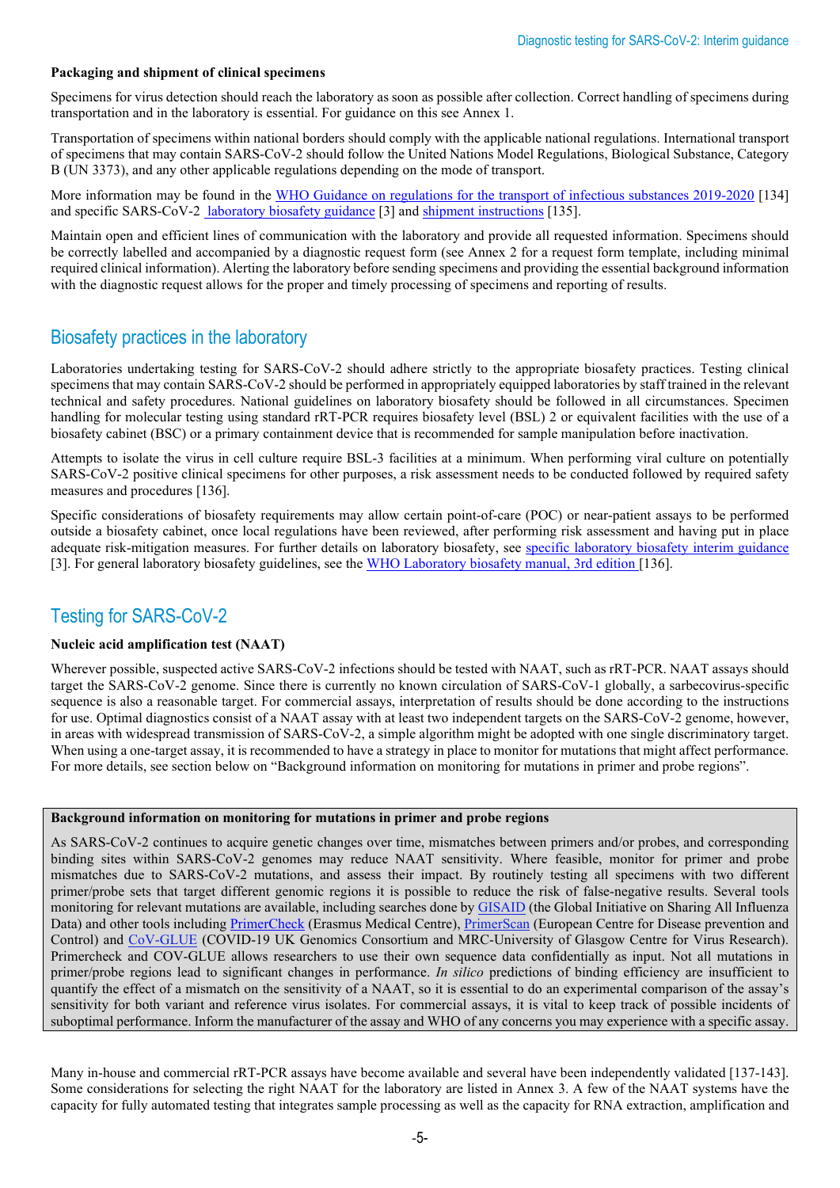**Packaging and shipment of clinical specimens**

Specimens for virus detection should reach the laboratory as soon as possible after collection. Correct handling of specimens during transportation and in the laboratory is essential. For guidance on this see Annex 1.

Transportation of specimens within national borders should comply with the applicable national regulations. International transport of specimens that may contain SARS-CoV-2 should follow the United Nations Model Regulations, Biological Substance, Category B (UN 3373), and any other applicable regulations depending on the mode of transport.

More information may be found in the WHO Guidance on regulations for the transport of infectious substances 2019-2020 [134] and specific SARS-CoV-2 laboratory biosafety guidance [3] and shipment instructions [135].

Maintain open and efficient lines of communication with the laboratory and provide all requested information. Specimens should be correctly labelled and accompanied by a diagnostic request form (see Annex 2 for a request form template, including minimal required clinical information). Alerting the laboratory before sending specimens and providing the essential background information with the diagnostic request allows for the proper and timely processing of specimens and reporting of results.

## Biosafety practices in the laboratory

Laboratories undertaking testing for SARS-CoV-2 should adhere strictly to the appropriate biosafety practices. Testing clinical specimens that may contain SARS-CoV-2 should be performed in appropriately equipped laboratories by staff trained in the relevant technical and safety procedures. National guidelines on laboratory biosafety should be followed in all circumstances. Specimen handling for molecular testing using standard rRT-PCR requires biosafety level (BSL) 2 or equivalent facilities with the use of a biosafety cabinet (BSC) or a primary containment device that is recommended for sample manipulation before inactivation.

Attempts to isolate the virus in cell culture require BSL-3 facilities at a minimum. When performing viral culture on potentially SARS-CoV-2 positive clinical specimens for other purposes, a risk assessment needs to be conducted followed by required safety measures and procedures [136].

Specific considerations of biosafety requirements may allow certain point-of-care (POC) or near-patient assays to be performed outside a biosafety cabinet, once local regulations have been reviewed, after performing risk assessment and having put in place adequate risk-mitigation measures. For further details on laboratory biosafety, see specific laboratory biosafety interim guidance [3]. For general laboratory biosafety guidelines, see the WHO Laboratory biosafety manual, 3rd edition [136].

## Testing for SARS-CoV-2

**Nucleic acid amplification test (NAAT)**

Wherever possible, suspected active SARS-CoV-2 infections should be tested with NAAT, such as rRT-PCR. NAAT assays should target the SARS-CoV-2 genome. Since there is currently no known circulation of SARS-CoV-1 globally, a sarbecovirus-specific sequence is also a reasonable target. For commercial assays, interpretation of results should be done according to the instructions for use. Optimal diagnostics consist of a NAAT assay with at least two independent targets on the SARS-CoV-2 genome, however, in areas with widespread transmission of SARS-CoV-2, a simple algorithm might be adopted with one single discriminatory target. When using a one-target assay, it is recommended to have a strategy in place to monitor for mutations that might affect performance. For more details, see section below on "Background information on monitoring for mutations in primer and probe regions".

**Background information on monitoring for mutations in primer and probe regions**

As SARS-CoV-2 continues to acquire genetic changes over time, mismatches between primers and/or probes, and corresponding binding sites within SARS-CoV-2 genomes may reduce NAAT sensitivity. Where feasible, monitor for primer and probe mismatches due to SARS-CoV-2 mutations, and assess their impact. By routinely testing all specimens with two different primer/probe sets that target different genomic regions it is possible to reduce the risk of false-negative results. Several tools monitoring for relevant mutations are available, including searches done by GISAID (the Global Initiative on Sharing All Influenza Data) and other tools including PrimerCheck (Erasmus Medical Centre), PrimerScan (European Centre for Disease prevention and Control) and CoV-GLUE (COVID-19 UK Genomics Consortium and MRC-University of Glasgow Centre for Virus Research). Primercheck and COV-GLUE allows researchers to use their own sequence data confidentially as input. Not all mutations in primer/probe regions lead to significant changes in performance. *In silico* predictions of binding efficiency are insufficient to quantify the effect of a mismatch on the sensitivity of a NAAT, so it is essential to do an experimental comparison of the assay's sensitivity for both variant and reference virus isolates. For commercial assays, it is vital to keep track of possible incidents of suboptimal performance. Inform the manufacturer of the assay and WHO of any concerns you may experience with a specific assay.

Many in-house and commercial rRT-PCR assays have become available and several have been independently validated [137-143]. Some considerations for selecting the right NAAT for the laboratory are listed in Annex 3. A few of the NAAT systems have the capacity for fully automated testing that integrates sample processing as well as the capacity for RNA extraction, amplification and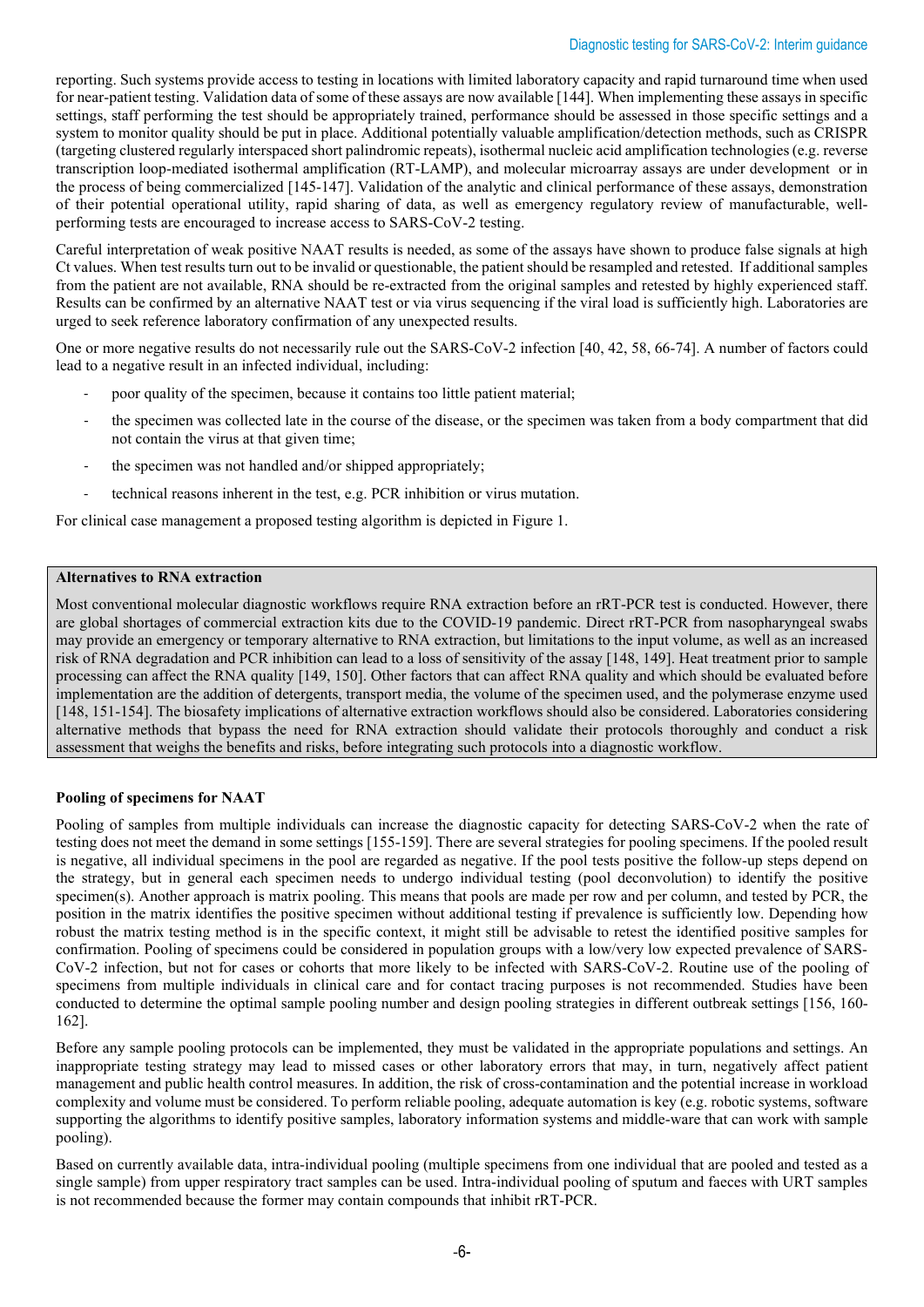reporting. Such systems provide access to testing in locations with limited laboratory capacity and rapid turnaround time when used for near-patient testing. Validation data of some of these assays are now available [144]. When implementing these assays in specific settings, staff performing the test should be appropriately trained, performance should be assessed in those specific settings and a system to monitor quality should be put in place. Additional potentially valuable amplification/detection methods, such as CRISPR (targeting clustered regularly interspaced short palindromic repeats), isothermal nucleic acid amplification technologies (e.g. reverse transcription loop-mediated isothermal amplification (RT-LAMP), and molecular microarray assays are under development or in the process of being commercialized [145-147]. Validation of the analytic and clinical performance of these assays, demonstration of their potential operational utility, rapid sharing of data, as well as emergency regulatory review of manufacturable, well-performing tests are encouraged to increase access to SARS-CoV-2 testing.

Careful interpretation of weak positive NAAT results is needed, as some of the assays have shown to produce false signals at high Ct values. When test results turn out to be invalid or questionable, the patient should be resampled and retested. If additional samples from the patient are not available, RNA should be re-extracted from the original samples and retested by highly experienced staff. Results can be confirmed by an alternative NAAT test or via virus sequencing if the viral load is sufficiently high. Laboratories are urged to seek reference laboratory confirmation of any unexpected results.

One or more negative results do not necessarily rule out the SARS-CoV-2 infection [40, 42, 58, 66-74]. A number of factors could lead to a negative result in an infected individual, including:

- poor quality of the specimen, because it contains too little patient material;
- the specimen was collected late in the course of the disease, or the specimen was taken from a body compartment that did not contain the virus at that given time;
- the specimen was not handled and/or shipped appropriately;
- technical reasons inherent in the test, e.g. PCR inhibition or virus mutation.

For clinical case management a proposed testing algorithm is depicted in Figure 1.

**Alternatives to RNA extraction**

Most conventional molecular diagnostic workflows require RNA extraction before an rRT-PCR test is conducted. However, there are global shortages of commercial extraction kits due to the COVID-19 pandemic. Direct rRT-PCR from nasopharyngeal swabs may provide an emergency or temporary alternative to RNA extraction, but limitations to the input volume, as well as an increased risk of RNA degradation and PCR inhibition can lead to a loss of sensitivity of the assay [148, 149]. Heat treatment prior to sample processing can affect the RNA quality [149, 150]. Other factors that can affect RNA quality and which should be evaluated before implementation are the addition of detergents, transport media, the volume of the specimen used, and the polymerase enzyme used [148, 151-154]. The biosafety implications of alternative extraction workflows should also be considered. Laboratories considering alternative methods that bypass the need for RNA extraction should validate their protocols thoroughly and conduct a risk assessment that weighs the benefits and risks, before integrating such protocols into a diagnostic workflow.

**Pooling of specimens for NAAT**

Pooling of samples from multiple individuals can increase the diagnostic capacity for detecting SARS-CoV-2 when the rate of testing does not meet the demand in some settings [155-159]. There are several strategies for pooling specimens. If the pooled result is negative, all individual specimens in the pool are regarded as negative. If the pool tests positive the follow-up steps depend on the strategy, but in general each specimen needs to undergo individual testing (pool deconvolution) to identify the positive specimen(s). Another approach is matrix pooling. This means that pools are made per row and per column, and tested by PCR, the position in the matrix identifies the positive specimen without additional testing if prevalence is sufficiently low. Depending how robust the matrix testing method is in the specific context, it might still be advisable to retest the identified positive samples for confirmation. Pooling of specimens could be considered in population groups with a low/very low expected prevalence of SARS-CoV-2 infection, but not for cases or cohorts that more likely to be infected with SARS-CoV-2. Routine use of the pooling of specimens from multiple individuals in clinical care and for contact tracing purposes is not recommended. Studies have been conducted to determine the optimal sample pooling number and design pooling strategies in different outbreak settings [156, 160-162].

Before any sample pooling protocols can be implemented, they must be validated in the appropriate populations and settings. An inappropriate testing strategy may lead to missed cases or other laboratory errors that may, in turn, negatively affect patient management and public health control measures. In addition, the risk of cross-contamination and the potential increase in workload complexity and volume must be considered. To perform reliable pooling, adequate automation is key (e.g. robotic systems, software supporting the algorithms to identify positive samples, laboratory information systems and middle-ware that can work with sample pooling).

Based on currently available data, intra-individual pooling (multiple specimens from one individual that are pooled and tested as a single sample) from upper respiratory tract samples can be used. Intra-individual pooling of sputum and faeces with URT samples is not recommended because the former may contain compounds that inhibit rRT-PCR.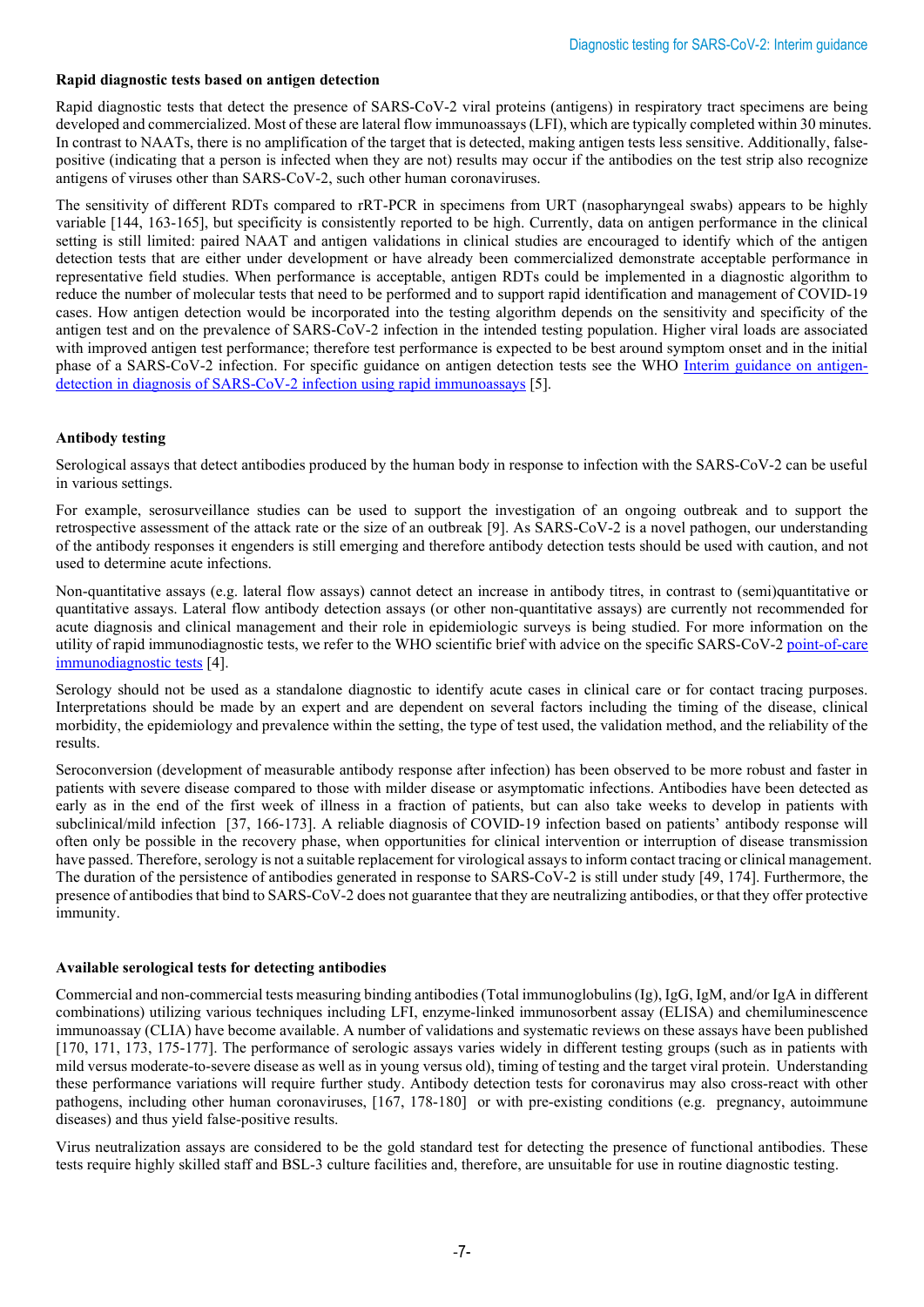**Rapid diagnostic tests based on antigen detection**

Rapid diagnostic tests that detect the presence of SARS-CoV-2 viral proteins (antigens) in respiratory tract specimens are being developed and commercialized. Most of these are lateral flow immunoassays (LFI), which are typically completed within 30 minutes. In contrast to NAATs, there is no amplification of the target that is detected, making antigen tests less sensitive. Additionally, false-positive (indicating that a person is infected when they are not) results may occur if the antibodies on the test strip also recognize antigens of viruses other than SARS-CoV-2, such other human coronaviruses.

The sensitivity of different RDTs compared to rRT-PCR in specimens from URT (nasopharyngeal swabs) appears to be highly variable [144, 163-165], but specificity is consistently reported to be high. Currently, data on antigen performance in the clinical setting is still limited: paired NAAT and antigen validations in clinical studies are encouraged to identify which of the antigen detection tests that are either under development or have already been commercialized demonstrate acceptable performance in representative field studies. When performance is acceptable, antigen RDTs could be implemented in a diagnostic algorithm to reduce the number of molecular tests that need to be performed and to support rapid identification and management of COVID-19 cases. How antigen detection would be incorporated into the testing algorithm depends on the sensitivity and specificity of the antigen test and on the prevalence of SARS-CoV-2 infection in the intended testing population. Higher viral loads are associated with improved antigen test performance; therefore test performance is expected to be best around symptom onset and in the initial phase of a SARS-CoV-2 infection. For specific guidance on antigen detection tests see the WHO Interim guidance on antigen-detection in diagnosis of SARS-CoV-2 infection using rapid immunoassays [5].

**Antibody testing**

Serological assays that detect antibodies produced by the human body in response to infection with the SARS-CoV-2 can be useful in various settings.

For example, serosurveillance studies can be used to support the investigation of an ongoing outbreak and to support the retrospective assessment of the attack rate or the size of an outbreak [9]. As SARS-CoV-2 is a novel pathogen, our understanding of the antibody responses it engenders is still emerging and therefore antibody detection tests should be used with caution, and not used to determine acute infections.

Non-quantitative assays (e.g. lateral flow assays) cannot detect an increase in antibody titres, in contrast to (semi)quantitative or quantitative assays. Lateral flow antibody detection assays (or other non-quantitative assays) are currently not recommended for acute diagnosis and clinical management and their role in epidemiologic surveys is being studied. For more information on the utility of rapid immunodiagnostic tests, we refer to the WHO scientific brief with advice on the specific SARS-CoV-2 point-of-care immunodiagnostic tests [4].

Serology should not be used as a standalone diagnostic to identify acute cases in clinical care or for contact tracing purposes. Interpretations should be made by an expert and are dependent on several factors including the timing of the disease, clinical morbidity, the epidemiology and prevalence within the setting, the type of test used, the validation method, and the reliability of the results.

Seroconversion (development of measurable antibody response after infection) has been observed to be more robust and faster in patients with severe disease compared to those with milder disease or asymptomatic infections. Antibodies have been detected as early as in the end of the first week of illness in a fraction of patients, but can also take weeks to develop in patients with subclinical/mild infection [37, 166-173]. A reliable diagnosis of COVID-19 infection based on patients' antibody response will often only be possible in the recovery phase, when opportunities for clinical intervention or interruption of disease transmission have passed. Therefore, serology is not a suitable replacement for virological assays to inform contact tracing or clinical management. The duration of the persistence of antibodies generated in response to SARS-CoV-2 is still under study [49, 174]. Furthermore, the presence of antibodies that bind to SARS-CoV-2 does not guarantee that they are neutralizing antibodies, or that they offer protective immunity.

**Available serological tests for detecting antibodies**

Commercial and non-commercial tests measuring binding antibodies (Total immunoglobulins (Ig), IgG, IgM, and/or IgA in different combinations) utilizing various techniques including LFI, enzyme-linked immunosorbent assay (ELISA) and chemiluminescence immunoassay (CLIA) have become available. A number of validations and systematic reviews on these assays have been published [170, 171, 173, 175-177]. The performance of serologic assays varies widely in different testing groups (such as in patients with mild versus moderate-to-severe disease as well as in young versus old), timing of testing and the target viral protein. Understanding these performance variations will require further study. Antibody detection tests for coronavirus may also cross-react with other pathogens, including other human coronaviruses, [167, 178-180] or with pre-existing conditions (e.g. pregnancy, autoimmune diseases) and thus yield false-positive results.

Virus neutralization assays are considered to be the gold standard test for detecting the presence of functional antibodies. These tests require highly skilled staff and BSL-3 culture facilities and, therefore, are unsuitable for use in routine diagnostic testing.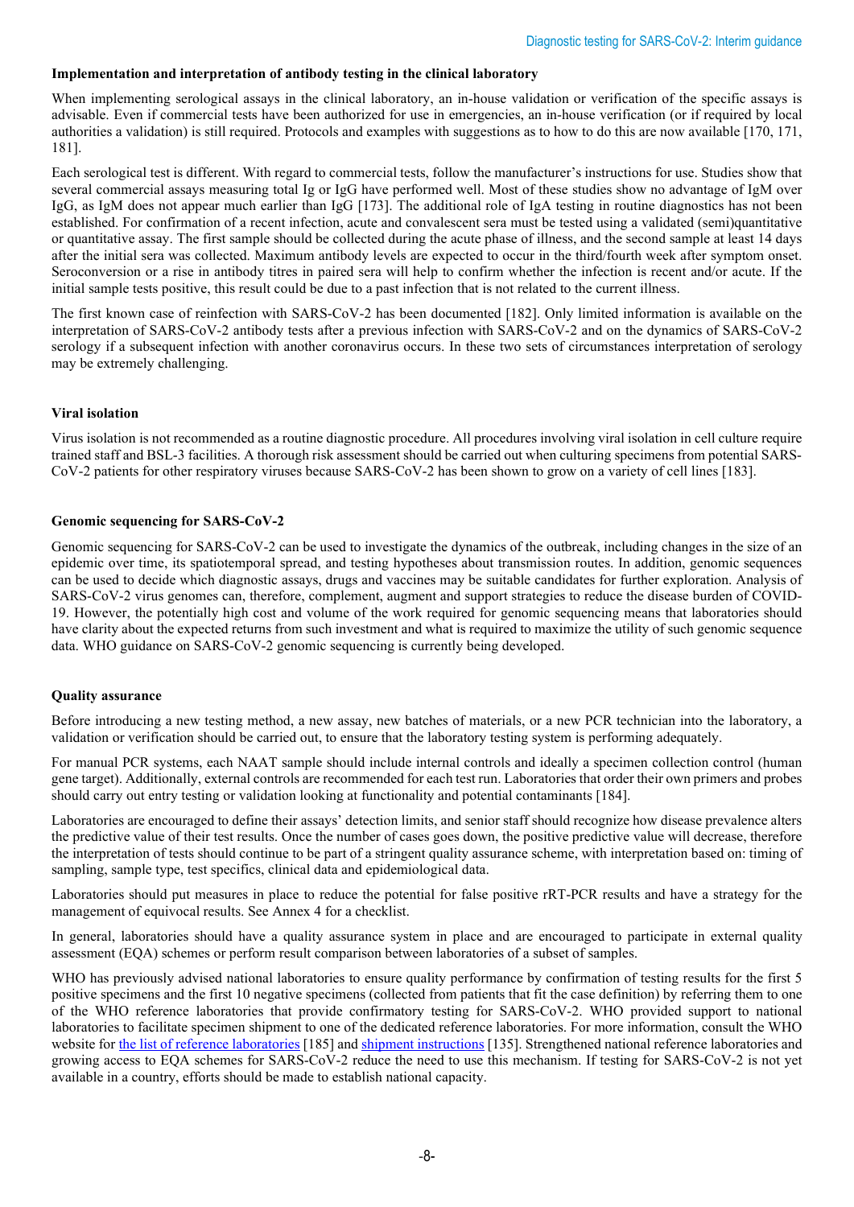#### Implementation and interpretation of antibody testing in the clinical laboratory

When implementing serological assays in the clinical laboratory, an in-house validation or verification of the specific assays is advisable. Even if commercial tests have been authorized for use in emergencies, an in-house verification (or if required by local authorities a validation) is still required. Protocols and examples with suggestions as to how to do this are now available [170, 171, 181].

Each serological test is different. With regard to commercial tests, follow the manufacturer's instructions for use. Studies show that several commercial assays measuring total Ig or IgG have performed well. Most of these studies show no advantage of IgM over IgG, as IgM does not appear much earlier than IgG [173]. The additional role of IgA testing in routine diagnostics has not been established. For confirmation of a recent infection, acute and convalescent sera must be tested using a validated (semi)quantitative or quantitative assay. The first sample should be collected during the acute phase of illness, and the second sample at least 14 days after the initial sera was collected. Maximum antibody levels are expected to occur in the third/fourth week after symptom onset. Seroconversion or a rise in antibody titres in paired sera will help to confirm whether the infection is recent and/or acute. If the initial sample tests positive, this result could be due to a past infection that is not related to the current illness.

The first known case of reinfection with SARS-CoV-2 has been documented [182]. Only limited information is available on the interpretation of SARS-CoV-2 antibody tests after a previous infection with SARS-CoV-2 and on the dynamics of SARS-CoV-2 serology if a subsequent infection with another coronavirus occurs. In these two sets of circumstances interpretation of serology may be extremely challenging.

#### Viral isolation

Virus isolation is not recommended as a routine diagnostic procedure. All procedures involving viral isolation in cell culture require trained staff and BSL-3 facilities. A thorough risk assessment should be carried out when culturing specimens from potential SARS-CoV-2 patients for other respiratory viruses because SARS-CoV-2 has been shown to grow on a variety of cell lines [183].

#### Genomic sequencing for SARS-CoV-2

Genomic sequencing for SARS-CoV-2 can be used to investigate the dynamics of the outbreak, including changes in the size of an epidemic over time, its spatiotemporal spread, and testing hypotheses about transmission routes. In addition, genomic sequences can be used to decide which diagnostic assays, drugs and vaccines may be suitable candidates for further exploration. Analysis of SARS-CoV-2 virus genomes can, therefore, complement, augment and support strategies to reduce the disease burden of COVID-19. However, the potentially high cost and volume of the work required for genomic sequencing means that laboratories should have clarity about the expected returns from such investment and what is required to maximize the utility of such genomic sequence data. WHO guidance on SARS-CoV-2 genomic sequencing is currently being developed.

#### Quality assurance

Before introducing a new testing method, a new assay, new batches of materials, or a new PCR technician into the laboratory, a validation or verification should be carried out, to ensure that the laboratory testing system is performing adequately.

For manual PCR systems, each NAAT sample should include internal controls and ideally a specimen collection control (human gene target). Additionally, external controls are recommended for each test run. Laboratories that order their own primers and probes should carry out entry testing or validation looking at functionality and potential contaminants [184].

Laboratories are encouraged to define their assays' detection limits, and senior staff should recognize how disease prevalence alters the predictive value of their test results. Once the number of cases goes down, the positive predictive value will decrease, therefore the interpretation of tests should continue to be part of a stringent quality assurance scheme, with interpretation based on: timing of sampling, sample type, test specifics, clinical data and epidemiological data.

Laboratories should put measures in place to reduce the potential for false positive rRT-PCR results and have a strategy for the management of equivocal results. See Annex 4 for a checklist.

In general, laboratories should have a quality assurance system in place and are encouraged to participate in external quality assessment (EQA) schemes or perform result comparison between laboratories of a subset of samples.

WHO has previously advised national laboratories to ensure quality performance by confirmation of testing results for the first 5 positive specimens and the first 10 negative specimens (collected from patients that fit the case definition) by referring them to one of the WHO reference laboratories that provide confirmatory testing for SARS-CoV-2. WHO provided support to national laboratories to facilitate specimen shipment to one of the dedicated reference laboratories. For more information, consult the WHO website for the list of reference laboratories [185] and shipment instructions [135]. Strengthened national reference laboratories and growing access to EQA schemes for SARS-CoV-2 reduce the need to use this mechanism. If testing for SARS-CoV-2 is not yet available in a country, efforts should be made to establish national capacity.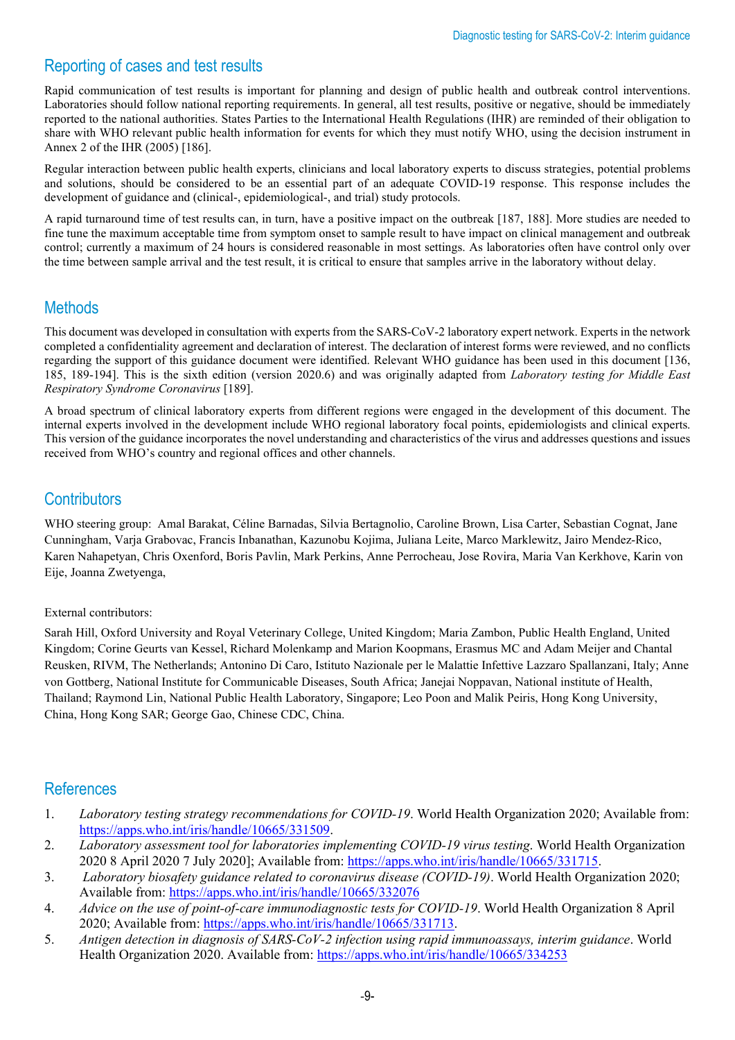## Reporting of cases and test results

Rapid communication of test results is important for planning and design of public health and outbreak control interventions. Laboratories should follow national reporting requirements. In general, all test results, positive or negative, should be immediately reported to the national authorities. States Parties to the International Health Regulations (IHR) are reminded of their obligation to share with WHO relevant public health information for events for which they must notify WHO, using the decision instrument in Annex 2 of the IHR (2005) [186].

Regular interaction between public health experts, clinicians and local laboratory experts to discuss strategies, potential problems and solutions, should be considered to be an essential part of an adequate COVID-19 response. This response includes the development of guidance and (clinical-, epidemiological-, and trial) study protocols.

A rapid turnaround time of test results can, in turn, have a positive impact on the outbreak [187, 188]. More studies are needed to fine tune the maximum acceptable time from symptom onset to sample result to have impact on clinical management and outbreak control; currently a maximum of 24 hours is considered reasonable in most settings. As laboratories often have control only over the time between sample arrival and the test result, it is critical to ensure that samples arrive in the laboratory without delay.

## Methods

This document was developed in consultation with experts from the SARS-CoV-2 laboratory expert network. Experts in the network completed a confidentiality agreement and declaration of interest. The declaration of interest forms were reviewed, and no conflicts regarding the support of this guidance document were identified. Relevant WHO guidance has been used in this document [136, 185, 189-194]. This is the sixth edition (version 2020.6) and was originally adapted from *Laboratory testing for Middle East Respiratory Syndrome Coronavirus* [189].

A broad spectrum of clinical laboratory experts from different regions were engaged in the development of this document. The internal experts involved in the development include WHO regional laboratory focal points, epidemiologists and clinical experts. This version of the guidance incorporates the novel understanding and characteristics of the virus and addresses questions and issues received from WHO's country and regional offices and other channels.

## Contributors

WHO steering group: Amal Barakat, Céline Barnadas, Silvia Bertagnolio, Caroline Brown, Lisa Carter, Sebastian Cognat, Jane Cunningham, Varja Grabovac, Francis Inbanathan, Kazunobu Kojima, Juliana Leite, Marco Marklewitz, Jairo Mendez-Rico, Karen Nahapetyan, Chris Oxenford, Boris Pavlin, Mark Perkins, Anne Perrocheau, Jose Rovira, Maria Van Kerkhove, Karin von Eije, Joanna Zwetyenga,

External contributors:

Sarah Hill, Oxford University and Royal Veterinary College, United Kingdom; Maria Zambon, Public Health England, United Kingdom; Corine Geurts van Kessel, Richard Molenkamp and Marion Koopmans, Erasmus MC and Adam Meijer and Chantal Reusken, RIVM, The Netherlands; Antonino Di Caro, Istituto Nazionale per le Malattie Infettive Lazzaro Spallanzani, Italy; Anne von Gottberg, National Institute for Communicable Diseases, South Africa; Janejai Noppavan, National institute of Health, Thailand; Raymond Lin, National Public Health Laboratory, Singapore; Leo Poon and Malik Peiris, Hong Kong University, China, Hong Kong SAR; George Gao, Chinese CDC, China.

## References

1. *Laboratory testing strategy recommendations for COVID-19*. World Health Organization 2020; Available from: https://apps.who.int/iris/handle/10665/331509.
2. *Laboratory assessment tool for laboratories implementing COVID-19 virus testing*. World Health Organization 2020 8 April 2020 7 July 2020]; Available from: https://apps.who.int/iris/handle/10665/331715.
3. *Laboratory biosafety guidance related to coronavirus disease (COVID-19)*. World Health Organization 2020; Available from: https://apps.who.int/iris/handle/10665/332076
4. *Advice on the use of point-of-care immunodiagnostic tests for COVID-19*. World Health Organization 8 April 2020; Available from: https://apps.who.int/iris/handle/10665/331713.
5. *Antigen detection in diagnosis of SARS-CoV-2 infection using rapid immunoassays, interim guidance*. World Health Organization 2020. Available from: https://apps.who.int/iris/handle/10665/334253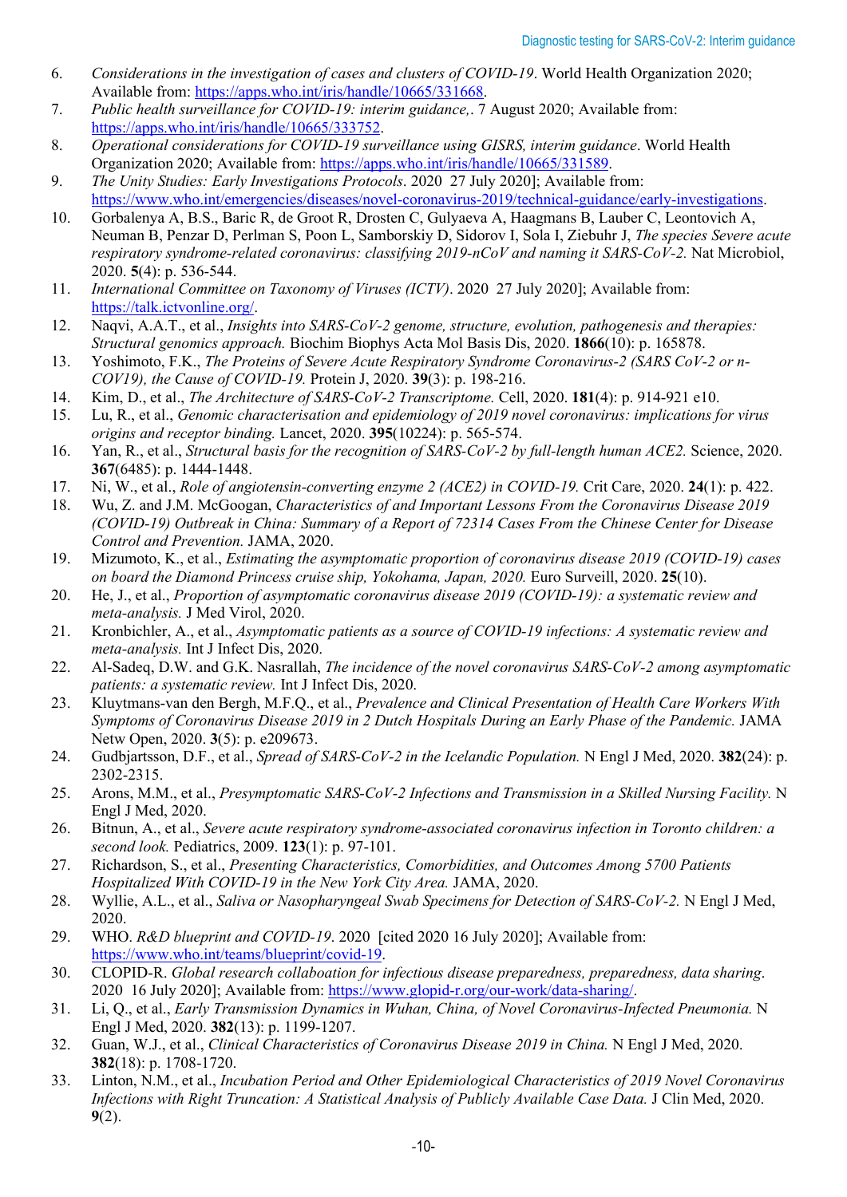6. *Considerations in the investigation of cases and clusters of COVID-19*. World Health Organization 2020; Available from: https://apps.who.int/iris/handle/10665/331668.
7. *Public health surveillance for COVID-19: interim guidance,*. 7 August 2020; Available from: https://apps.who.int/iris/handle/10665/333752.
8. *Operational considerations for COVID-19 surveillance using GISRS, interim guidance*. World Health Organization 2020; Available from: https://apps.who.int/iris/handle/10665/331589.
9. *The Unity Studies: Early Investigations Protocols*. 2020 27 July 2020]; Available from: https://www.who.int/emergencies/diseases/novel-coronavirus-2019/technical-guidance/early-investigations.
10. Gorbalenya A, B.S., Baric R, de Groot R, Drosten C, Gulyaeva A, Haagmans B, Lauber C, Leontovich A, Neuman B, Penzar D, Perlman S, Poon L, Samborskiy D, Sidorov I, Sola I, Ziebuhr J, *The species Severe acute respiratory syndrome-related coronavirus: classifying 2019-nCoV and naming it SARS-CoV-2.* Nat Microbiol, 2020. **5**(4): p. 536-544.
11. *International Committee on Taxonomy of Viruses (ICTV)*. 2020 27 July 2020]; Available from: https://talk.ictvonline.org/.
12. Naqvi, A.A.T., et al., *Insights into SARS-CoV-2 genome, structure, evolution, pathogenesis and therapies: Structural genomics approach.* Biochim Biophys Acta Mol Basis Dis, 2020. **1866**(10): p. 165878.
13. Yoshimoto, F.K., *The Proteins of Severe Acute Respiratory Syndrome Coronavirus-2 (SARS CoV-2 or n-COV19), the Cause of COVID-19.* Protein J, 2020. **39**(3): p. 198-216.
14. Kim, D., et al., *The Architecture of SARS-CoV-2 Transcriptome.* Cell, 2020. **181**(4): p. 914-921 e10.
15. Lu, R., et al., *Genomic characterisation and epidemiology of 2019 novel coronavirus: implications for virus origins and receptor binding.* Lancet, 2020. **395**(10224): p. 565-574.
16. Yan, R., et al., *Structural basis for the recognition of SARS-CoV-2 by full-length human ACE2.* Science, 2020. **367**(6485): p. 1444-1448.
17. Ni, W., et al., *Role of angiotensin-converting enzyme 2 (ACE2) in COVID-19.* Crit Care, 2020. **24**(1): p. 422.
18. Wu, Z. and J.M. McGoogan, *Characteristics of and Important Lessons From the Coronavirus Disease 2019 (COVID-19) Outbreak in China: Summary of a Report of 72314 Cases From the Chinese Center for Disease Control and Prevention.* JAMA, 2020.
19. Mizumoto, K., et al., *Estimating the asymptomatic proportion of coronavirus disease 2019 (COVID-19) cases on board the Diamond Princess cruise ship, Yokohama, Japan, 2020.* Euro Surveill, 2020. **25**(10).
20. He, J., et al., *Proportion of asymptomatic coronavirus disease 2019 (COVID-19): a systematic review and meta-analysis.* J Med Virol, 2020.
21. Kronbichler, A., et al., *Asymptomatic patients as a source of COVID-19 infections: A systematic review and meta-analysis.* Int J Infect Dis, 2020.
22. Al-Sadeq, D.W. and G.K. Nasrallah, *The incidence of the novel coronavirus SARS-CoV-2 among asymptomatic patients: a systematic review.* Int J Infect Dis, 2020.
23. Kluytmans-van den Bergh, M.F.Q., et al., *Prevalence and Clinical Presentation of Health Care Workers With Symptoms of Coronavirus Disease 2019 in 2 Dutch Hospitals During an Early Phase of the Pandemic.* JAMA Netw Open, 2020. **3**(5): p. e209673.
24. Gudbjartsson, D.F., et al., *Spread of SARS-CoV-2 in the Icelandic Population.* N Engl J Med, 2020. **382**(24): p. 2302-2315.
25. Arons, M.M., et al., *Presymptomatic SARS-CoV-2 Infections and Transmission in a Skilled Nursing Facility.* N Engl J Med, 2020.
26. Bitnun, A., et al., *Severe acute respiratory syndrome-associated coronavirus infection in Toronto children: a second look.* Pediatrics, 2009. **123**(1): p. 97-101.
27. Richardson, S., et al., *Presenting Characteristics, Comorbidities, and Outcomes Among 5700 Patients Hospitalized With COVID-19 in the New York City Area.* JAMA, 2020.
28. Wyllie, A.L., et al., *Saliva or Nasopharyngeal Swab Specimens for Detection of SARS-CoV-2.* N Engl J Med, 2020.
29. WHO. *R&D blueprint and COVID-19*. 2020 [cited 2020 16 July 2020]; Available from: https://www.who.int/teams/blueprint/covid-19.
30. CLOPID-R. *Global research collaboation for infectious disease preparedness, preparedness, data sharing*. 2020 16 July 2020]; Available from: https://www.glopid-r.org/our-work/data-sharing/.
31. Li, Q., et al., *Early Transmission Dynamics in Wuhan, China, of Novel Coronavirus-Infected Pneumonia.* N Engl J Med, 2020. **382**(13): p. 1199-1207.
32. Guan, W.J., et al., *Clinical Characteristics of Coronavirus Disease 2019 in China.* N Engl J Med, 2020. **382**(18): p. 1708-1720.
33. Linton, N.M., et al., *Incubation Period and Other Epidemiological Characteristics of 2019 Novel Coronavirus Infections with Right Truncation: A Statistical Analysis of Publicly Available Case Data.* J Clin Med, 2020. **9**(2).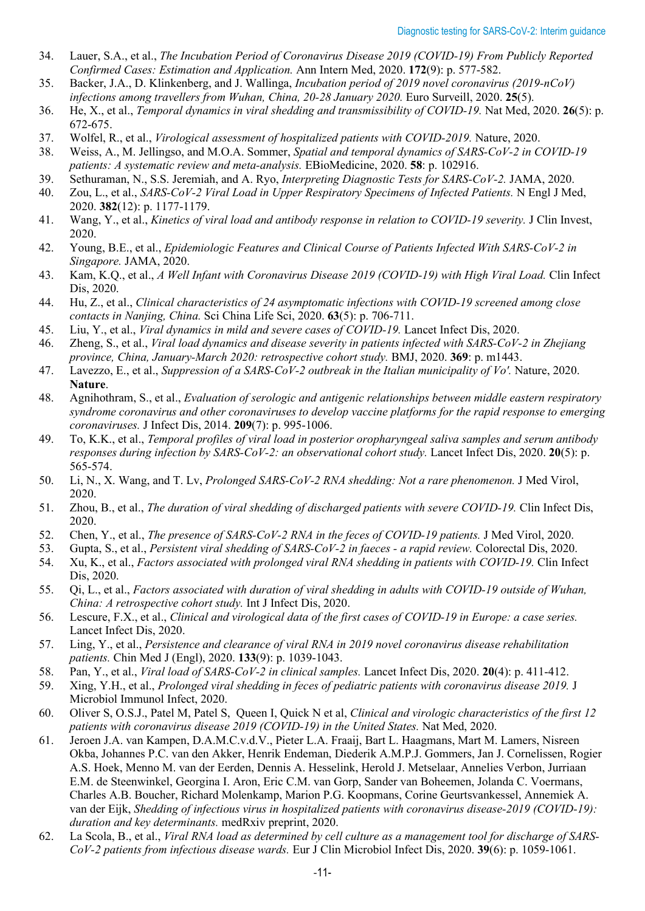34. Lauer, S.A., et al., *The Incubation Period of Coronavirus Disease 2019 (COVID-19) From Publicly Reported Confirmed Cases: Estimation and Application.* Ann Intern Med, 2020. **172**(9): p. 577-582.
35. Backer, J.A., D. Klinkenberg, and J. Wallinga, *Incubation period of 2019 novel coronavirus (2019-nCoV) infections among travellers from Wuhan, China, 20-28 January 2020.* Euro Surveill, 2020. **25**(5).
36. He, X., et al., *Temporal dynamics in viral shedding and transmissibility of COVID-19.* Nat Med, 2020. **26**(5): p. 672-675.
37. Wolfel, R., et al., *Virological assessment of hospitalized patients with COVID-2019.* Nature, 2020.
38. Weiss, A., M. Jellingso, and M.O.A. Sommer, *Spatial and temporal dynamics of SARS-CoV-2 in COVID-19 patients: A systematic review and meta-analysis.* EBioMedicine, 2020. **58**: p. 102916.
39. Sethuraman, N., S.S. Jeremiah, and A. Ryo, *Interpreting Diagnostic Tests for SARS-CoV-2.* JAMA, 2020.
40. Zou, L., et al., *SARS-CoV-2 Viral Load in Upper Respiratory Specimens of Infected Patients.* N Engl J Med, 2020. **382**(12): p. 1177-1179.
41. Wang, Y., et al., *Kinetics of viral load and antibody response in relation to COVID-19 severity.* J Clin Invest, 2020.
42. Young, B.E., et al., *Epidemiologic Features and Clinical Course of Patients Infected With SARS-CoV-2 in Singapore.* JAMA, 2020.
43. Kam, K.Q., et al., *A Well Infant with Coronavirus Disease 2019 (COVID-19) with High Viral Load.* Clin Infect Dis, 2020.
44. Hu, Z., et al., *Clinical characteristics of 24 asymptomatic infections with COVID-19 screened among close contacts in Nanjing, China.* Sci China Life Sci, 2020. **63**(5): p. 706-711.
45. Liu, Y., et al., *Viral dynamics in mild and severe cases of COVID-19.* Lancet Infect Dis, 2020.
46. Zheng, S., et al., *Viral load dynamics and disease severity in patients infected with SARS-CoV-2 in Zhejiang province, China, January-March 2020: retrospective cohort study.* BMJ, 2020. **369**: p. m1443.
47. Lavezzo, E., et al., *Suppression of a SARS-CoV-2 outbreak in the Italian municipality of Vo'.* Nature, 2020. **Nature**.
48. Agnihothram, S., et al., *Evaluation of serologic and antigenic relationships between middle eastern respiratory syndrome coronavirus and other coronaviruses to develop vaccine platforms for the rapid response to emerging coronaviruses.* J Infect Dis, 2014. **209**(7): p. 995-1006.
49. To, K.K., et al., *Temporal profiles of viral load in posterior oropharyngeal saliva samples and serum antibody responses during infection by SARS-CoV-2: an observational cohort study.* Lancet Infect Dis, 2020. **20**(5): p. 565-574.
50. Li, N., X. Wang, and T. Lv, *Prolonged SARS-CoV-2 RNA shedding: Not a rare phenomenon.* J Med Virol, 2020.
51. Zhou, B., et al., *The duration of viral shedding of discharged patients with severe COVID-19.* Clin Infect Dis, 2020.
52. Chen, Y., et al., *The presence of SARS-CoV-2 RNA in the feces of COVID-19 patients.* J Med Virol, 2020.
53. Gupta, S., et al., *Persistent viral shedding of SARS-CoV-2 in faeces - a rapid review.* Colorectal Dis, 2020.
54. Xu, K., et al., *Factors associated with prolonged viral RNA shedding in patients with COVID-19.* Clin Infect Dis, 2020.
55. Qi, L., et al., *Factors associated with duration of viral shedding in adults with COVID-19 outside of Wuhan, China: A retrospective cohort study.* Int J Infect Dis, 2020.
56. Lescure, F.X., et al., *Clinical and virological data of the first cases of COVID-19 in Europe: a case series.* Lancet Infect Dis, 2020.
57. Ling, Y., et al., *Persistence and clearance of viral RNA in 2019 novel coronavirus disease rehabilitation patients.* Chin Med J (Engl), 2020. **133**(9): p. 1039-1043.
58. Pan, Y., et al., *Viral load of SARS-CoV-2 in clinical samples.* Lancet Infect Dis, 2020. **20**(4): p. 411-412.
59. Xing, Y.H., et al., *Prolonged viral shedding in feces of pediatric patients with coronavirus disease 2019.* J Microbiol Immunol Infect, 2020.
60. Oliver S, O.S.J., Patel M, Patel S, Queen I, Quick N et al, *Clinical and virologic characteristics of the first 12 patients with coronavirus disease 2019 (COVID-19) in the United States.* Nat Med, 2020.
61. Jeroen J.A. van Kampen, D.A.M.C.v.d.V., Pieter L.A. Fraaij, Bart L. Haagmans, Mart M. Lamers, Nisreen Okba, Johannes P.C. van den Akker, Henrik Endeman, Diederik A.M.P.J. Gommers, Jan J. Cornelissen, Rogier A.S. Hoek, Menno M. van der Eerden, Dennis A. Hesselink, Herold J. Metselaar, Annelies Verbon, Jurriaan E.M. de Steenwinkel, Georgina I. Aron, Eric C.M. van Gorp, Sander van Boheemen, Jolanda C. Voermans, Charles A.B. Boucher, Richard Molenkamp, Marion P.G. Koopmans, Corine Geurtsvankessel, Annemiek A. van der Eijk, *Shedding of infectious virus in hospitalized patients with coronavirus disease-2019 (COVID-19): duration and key determinants.* medRxiv preprint, 2020.
62. La Scola, B., et al., *Viral RNA load as determined by cell culture as a management tool for discharge of SARS-CoV-2 patients from infectious disease wards.* Eur J Clin Microbiol Infect Dis, 2020. **39**(6): p. 1059-1061.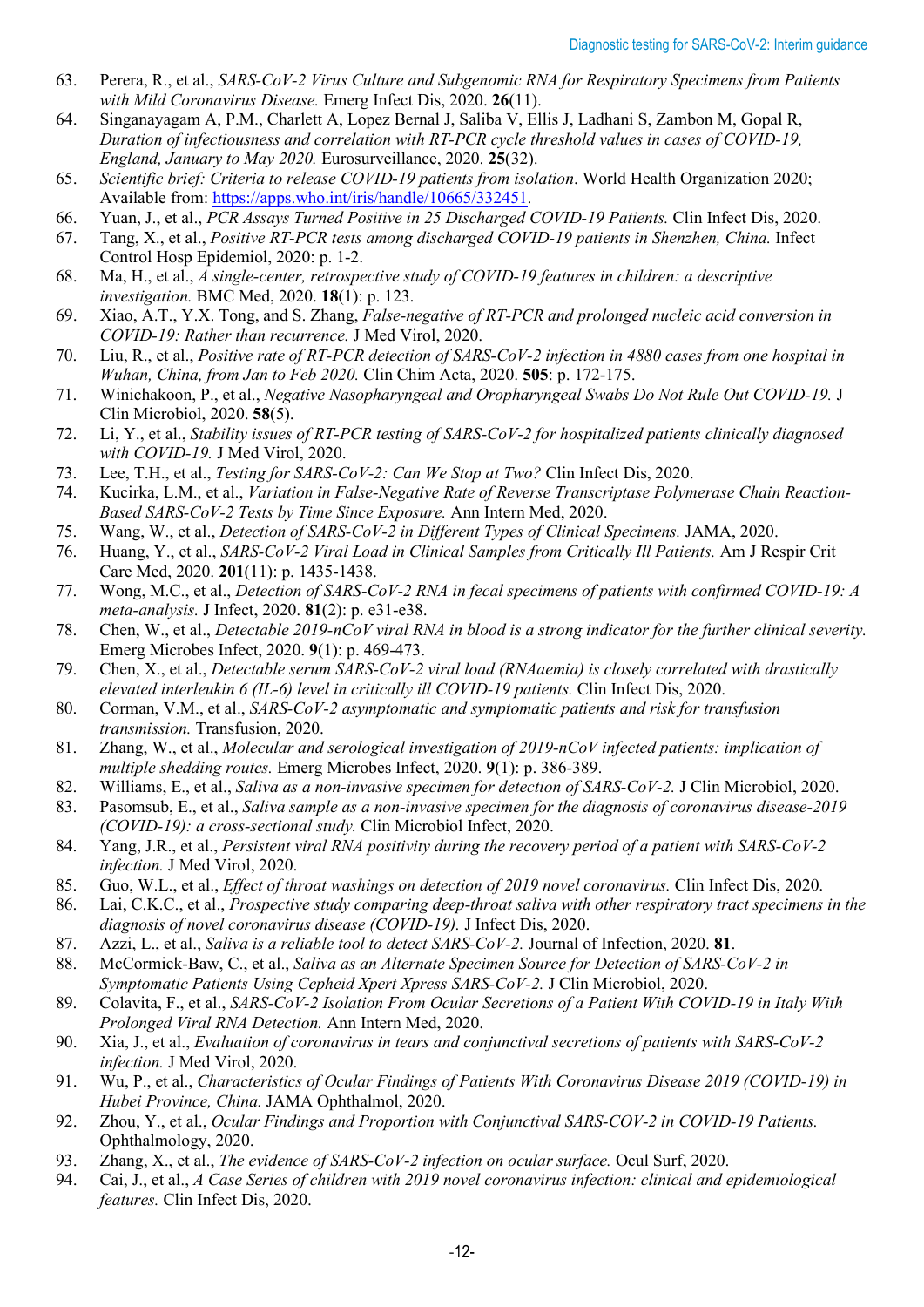63. Perera, R., et al., *SARS-CoV-2 Virus Culture and Subgenomic RNA for Respiratory Specimens from Patients with Mild Coronavirus Disease.* Emerg Infect Dis, 2020. **26**(11).
64. Singanayagam A, P.M., Charlett A, Lopez Bernal J, Saliba V, Ellis J, Ladhani S, Zambon M, Gopal R, *Duration of infectiousness and correlation with RT-PCR cycle threshold values in cases of COVID-19, England, January to May 2020.* Eurosurveillance, 2020. **25**(32).
65. *Scientific brief: Criteria to release COVID-19 patients from isolation*. World Health Organization 2020; Available from: https://apps.who.int/iris/handle/10665/332451.
66. Yuan, J., et al., *PCR Assays Turned Positive in 25 Discharged COVID-19 Patients.* Clin Infect Dis, 2020.
67. Tang, X., et al., *Positive RT-PCR tests among discharged COVID-19 patients in Shenzhen, China.* Infect Control Hosp Epidemiol, 2020: p. 1-2.
68. Ma, H., et al., *A single-center, retrospective study of COVID-19 features in children: a descriptive investigation.* BMC Med, 2020. **18**(1): p. 123.
69. Xiao, A.T., Y.X. Tong, and S. Zhang, *False-negative of RT-PCR and prolonged nucleic acid conversion in COVID-19: Rather than recurrence.* J Med Virol, 2020.
70. Liu, R., et al., *Positive rate of RT-PCR detection of SARS-CoV-2 infection in 4880 cases from one hospital in Wuhan, China, from Jan to Feb 2020.* Clin Chim Acta, 2020. **505**: p. 172-175.
71. Winichakoon, P., et al., *Negative Nasopharyngeal and Oropharyngeal Swabs Do Not Rule Out COVID-19.* J Clin Microbiol, 2020. **58**(5).
72. Li, Y., et al., *Stability issues of RT-PCR testing of SARS-CoV-2 for hospitalized patients clinically diagnosed with COVID-19.* J Med Virol, 2020.
73. Lee, T.H., et al., *Testing for SARS-CoV-2: Can We Stop at Two?* Clin Infect Dis, 2020.
74. Kucirka, L.M., et al., *Variation in False-Negative Rate of Reverse Transcriptase Polymerase Chain Reaction-Based SARS-CoV-2 Tests by Time Since Exposure.* Ann Intern Med, 2020.
75. Wang, W., et al., *Detection of SARS-CoV-2 in Different Types of Clinical Specimens.* JAMA, 2020.
76. Huang, Y., et al., *SARS-CoV-2 Viral Load in Clinical Samples from Critically Ill Patients.* Am J Respir Crit Care Med, 2020. **201**(11): p. 1435-1438.
77. Wong, M.C., et al., *Detection of SARS-CoV-2 RNA in fecal specimens of patients with confirmed COVID-19: A meta-analysis.* J Infect, 2020. **81**(2): p. e31-e38.
78. Chen, W., et al., *Detectable 2019-nCoV viral RNA in blood is a strong indicator for the further clinical severity.* Emerg Microbes Infect, 2020. **9**(1): p. 469-473.
79. Chen, X., et al., *Detectable serum SARS-CoV-2 viral load (RNAaemia) is closely correlated with drastically elevated interleukin 6 (IL-6) level in critically ill COVID-19 patients.* Clin Infect Dis, 2020.
80. Corman, V.M., et al., *SARS-CoV-2 asymptomatic and symptomatic patients and risk for transfusion transmission.* Transfusion, 2020.
81. Zhang, W., et al., *Molecular and serological investigation of 2019-nCoV infected patients: implication of multiple shedding routes.* Emerg Microbes Infect, 2020. **9**(1): p. 386-389.
82. Williams, E., et al., *Saliva as a non-invasive specimen for detection of SARS-CoV-2.* J Clin Microbiol, 2020.
83. Pasomsub, E., et al., *Saliva sample as a non-invasive specimen for the diagnosis of coronavirus disease-2019 (COVID-19): a cross-sectional study.* Clin Microbiol Infect, 2020.
84. Yang, J.R., et al., *Persistent viral RNA positivity during the recovery period of a patient with SARS-CoV-2 infection.* J Med Virol, 2020.
85. Guo, W.L., et al., *Effect of throat washings on detection of 2019 novel coronavirus.* Clin Infect Dis, 2020.
86. Lai, C.K.C., et al., *Prospective study comparing deep-throat saliva with other respiratory tract specimens in the diagnosis of novel coronavirus disease (COVID-19).* J Infect Dis, 2020.
87. Azzi, L., et al., *Saliva is a reliable tool to detect SARS-CoV-2.* Journal of Infection, 2020. **81**.
88. McCormick-Baw, C., et al., *Saliva as an Alternate Specimen Source for Detection of SARS-CoV-2 in Symptomatic Patients Using Cepheid Xpert Xpress SARS-CoV-2.* J Clin Microbiol, 2020.
89. Colavita, F., et al., *SARS-CoV-2 Isolation From Ocular Secretions of a Patient With COVID-19 in Italy With Prolonged Viral RNA Detection.* Ann Intern Med, 2020.
90. Xia, J., et al., *Evaluation of coronavirus in tears and conjunctival secretions of patients with SARS-CoV-2 infection.* J Med Virol, 2020.
91. Wu, P., et al., *Characteristics of Ocular Findings of Patients With Coronavirus Disease 2019 (COVID-19) in Hubei Province, China.* JAMA Ophthalmol, 2020.
92. Zhou, Y., et al., *Ocular Findings and Proportion with Conjunctival SARS-COV-2 in COVID-19 Patients.* Ophthalmology, 2020.
93. Zhang, X., et al., *The evidence of SARS-CoV-2 infection on ocular surface.* Ocul Surf, 2020.
94. Cai, J., et al., *A Case Series of children with 2019 novel coronavirus infection: clinical and epidemiological features.* Clin Infect Dis, 2020.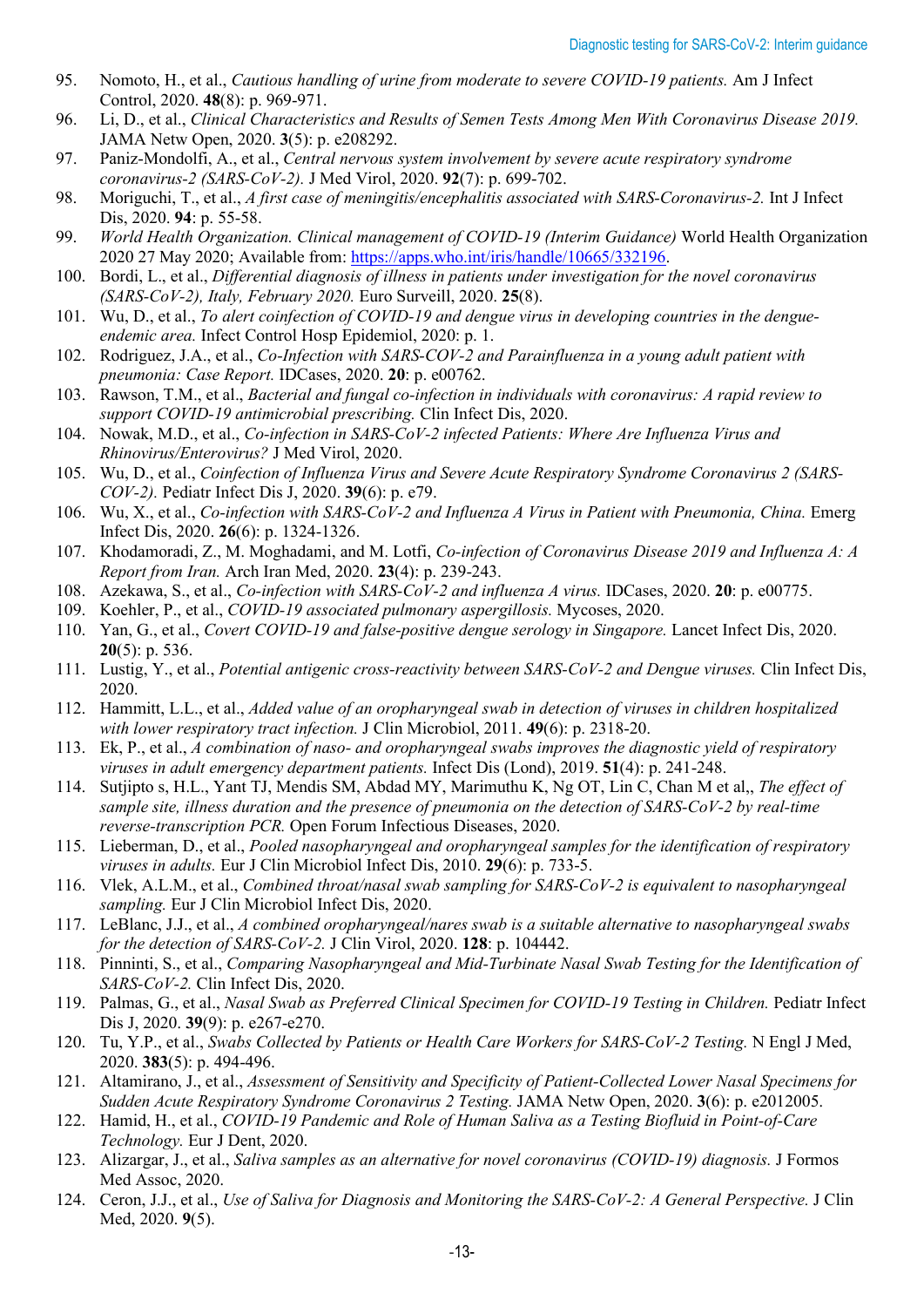95. Nomoto, H., et al., *Cautious handling of urine from moderate to severe COVID-19 patients.* Am J Infect Control, 2020. **48**(8): p. 969-971.
96. Li, D., et al., *Clinical Characteristics and Results of Semen Tests Among Men With Coronavirus Disease 2019.* JAMA Netw Open, 2020. **3**(5): p. e208292.
97. Paniz-Mondolfi, A., et al., *Central nervous system involvement by severe acute respiratory syndrome coronavirus-2 (SARS-CoV-2).* J Med Virol, 2020. **92**(7): p. 699-702.
98. Moriguchi, T., et al., *A first case of meningitis/encephalitis associated with SARS-Coronavirus-2.* Int J Infect Dis, 2020. **94**: p. 55-58.
99. *World Health Organization. Clinical management of COVID-19 (Interim Guidance)* World Health Organization 2020 27 May 2020; Available from: https://apps.who.int/iris/handle/10665/332196.
100. Bordi, L., et al., *Differential diagnosis of illness in patients under investigation for the novel coronavirus (SARS-CoV-2), Italy, February 2020.* Euro Surveill, 2020. **25**(8).
101. Wu, D., et al., *To alert coinfection of COVID-19 and dengue virus in developing countries in the dengue-endemic area.* Infect Control Hosp Epidemiol, 2020: p. 1.
102. Rodriguez, J.A., et al., *Co-Infection with SARS-COV-2 and Parainfluenza in a young adult patient with pneumonia: Case Report.* IDCases, 2020. **20**: p. e00762.
103. Rawson, T.M., et al., *Bacterial and fungal co-infection in individuals with coronavirus: A rapid review to support COVID-19 antimicrobial prescribing.* Clin Infect Dis, 2020.
104. Nowak, M.D., et al., *Co-infection in SARS-CoV-2 infected Patients: Where Are Influenza Virus and Rhinovirus/Enterovirus?* J Med Virol, 2020.
105. Wu, D., et al., *Coinfection of Influenza Virus and Severe Acute Respiratory Syndrome Coronavirus 2 (SARS-COV-2).* Pediatr Infect Dis J, 2020. **39**(6): p. e79.
106. Wu, X., et al., *Co-infection with SARS-CoV-2 and Influenza A Virus in Patient with Pneumonia, China.* Emerg Infect Dis, 2020. **26**(6): p. 1324-1326.
107. Khodamoradi, Z., M. Moghadami, and M. Lotfi, *Co-infection of Coronavirus Disease 2019 and Influenza A: A Report from Iran.* Arch Iran Med, 2020. **23**(4): p. 239-243.
108. Azekawa, S., et al., *Co-infection with SARS-CoV-2 and influenza A virus.* IDCases, 2020. **20**: p. e00775.
109. Koehler, P., et al., *COVID-19 associated pulmonary aspergillosis.* Mycoses, 2020.
110. Yan, G., et al., *Covert COVID-19 and false-positive dengue serology in Singapore.* Lancet Infect Dis, 2020. **20**(5): p. 536.
111. Lustig, Y., et al., *Potential antigenic cross-reactivity between SARS-CoV-2 and Dengue viruses.* Clin Infect Dis, 2020.
112. Hammitt, L.L., et al., *Added value of an oropharyngeal swab in detection of viruses in children hospitalized with lower respiratory tract infection.* J Clin Microbiol, 2011. **49**(6): p. 2318-20.
113. Ek, P., et al., *A combination of naso- and oropharyngeal swabs improves the diagnostic yield of respiratory viruses in adult emergency department patients.* Infect Dis (Lond), 2019. **51**(4): p. 241-248.
114. Sutjipto s, H.L., Yant TJ, Mendis SM, Abdad MY, Marimuthu K, Ng OT, Lin C, Chan M et al,, *The effect of sample site, illness duration and the presence of pneumonia on the detection of SARS-CoV-2 by real-time reverse-transcription PCR.* Open Forum Infectious Diseases, 2020.
115. Lieberman, D., et al., *Pooled nasopharyngeal and oropharyngeal samples for the identification of respiratory viruses in adults.* Eur J Clin Microbiol Infect Dis, 2010. **29**(6): p. 733-5.
116. Vlek, A.L.M., et al., *Combined throat/nasal swab sampling for SARS-CoV-2 is equivalent to nasopharyngeal sampling.* Eur J Clin Microbiol Infect Dis, 2020.
117. LeBlanc, J.J., et al., *A combined oropharyngeal/nares swab is a suitable alternative to nasopharyngeal swabs for the detection of SARS-CoV-2.* J Clin Virol, 2020. **128**: p. 104442.
118. Pinninti, S., et al., *Comparing Nasopharyngeal and Mid-Turbinate Nasal Swab Testing for the Identification of SARS-CoV-2.* Clin Infect Dis, 2020.
119. Palmas, G., et al., *Nasal Swab as Preferred Clinical Specimen for COVID-19 Testing in Children.* Pediatr Infect Dis J, 2020. **39**(9): p. e267-e270.
120. Tu, Y.P., et al., *Swabs Collected by Patients or Health Care Workers for SARS-CoV-2 Testing.* N Engl J Med, 2020. **383**(5): p. 494-496.
121. Altamirano, J., et al., *Assessment of Sensitivity and Specificity of Patient-Collected Lower Nasal Specimens for Sudden Acute Respiratory Syndrome Coronavirus 2 Testing.* JAMA Netw Open, 2020. **3**(6): p. e2012005.
122. Hamid, H., et al., *COVID-19 Pandemic and Role of Human Saliva as a Testing Biofluid in Point-of-Care Technology.* Eur J Dent, 2020.
123. Alizargar, J., et al., *Saliva samples as an alternative for novel coronavirus (COVID-19) diagnosis.* J Formos Med Assoc, 2020.
124. Ceron, J.J., et al., *Use of Saliva for Diagnosis and Monitoring the SARS-CoV-2: A General Perspective.* J Clin Med, 2020. **9**(5).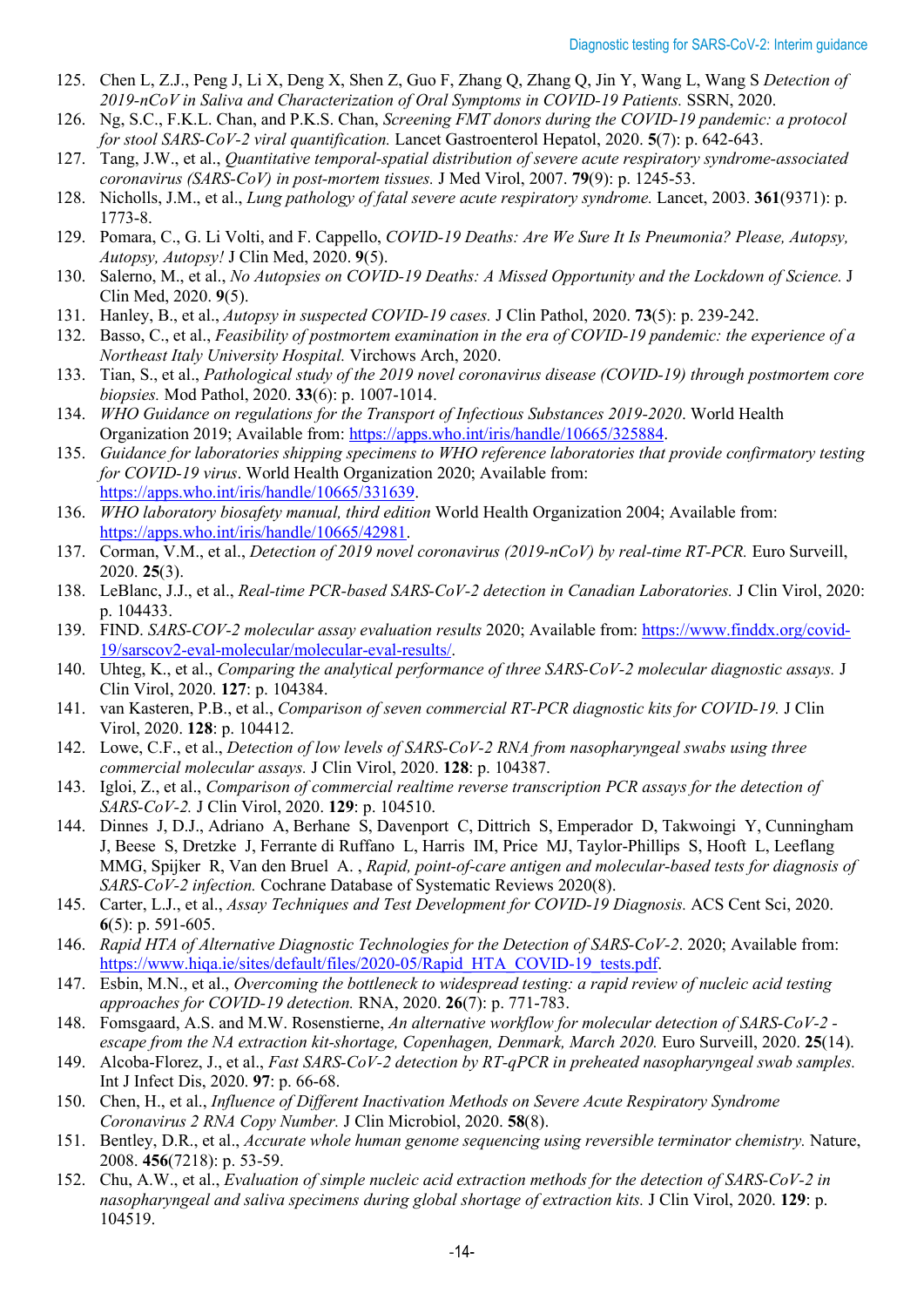125. Chen L, Z.J., Peng J, Li X, Deng X, Shen Z, Guo F, Zhang Q, Zhang Q, Jin Y, Wang L, Wang S *Detection of 2019-nCoV in Saliva and Characterization of Oral Symptoms in COVID-19 Patients.* SSRN, 2020.
126. Ng, S.C., F.K.L. Chan, and P.K.S. Chan, *Screening FMT donors during the COVID-19 pandemic: a protocol for stool SARS-CoV-2 viral quantification.* Lancet Gastroenterol Hepatol, 2020. **5**(7): p. 642-643.
127. Tang, J.W., et al., *Quantitative temporal-spatial distribution of severe acute respiratory syndrome-associated coronavirus (SARS-CoV) in post-mortem tissues.* J Med Virol, 2007. **79**(9): p. 1245-53.
128. Nicholls, J.M., et al., *Lung pathology of fatal severe acute respiratory syndrome.* Lancet, 2003. **361**(9371): p. 1773-8.
129. Pomara, C., G. Li Volti, and F. Cappello, *COVID-19 Deaths: Are We Sure It Is Pneumonia? Please, Autopsy, Autopsy, Autopsy!* J Clin Med, 2020. **9**(5).
130. Salerno, M., et al., *No Autopsies on COVID-19 Deaths: A Missed Opportunity and the Lockdown of Science.* J Clin Med, 2020. **9**(5).
131. Hanley, B., et al., *Autopsy in suspected COVID-19 cases.* J Clin Pathol, 2020. **73**(5): p. 239-242.
132. Basso, C., et al., *Feasibility of postmortem examination in the era of COVID-19 pandemic: the experience of a Northeast Italy University Hospital.* Virchows Arch, 2020.
133. Tian, S., et al., *Pathological study of the 2019 novel coronavirus disease (COVID-19) through postmortem core biopsies.* Mod Pathol, 2020. **33**(6): p. 1007-1014.
134. *WHO Guidance on regulations for the Transport of Infectious Substances 2019-2020*. World Health Organization 2019; Available from: https://apps.who.int/iris/handle/10665/325884.
135. *Guidance for laboratories shipping specimens to WHO reference laboratories that provide confirmatory testing for COVID-19 virus*. World Health Organization 2020; Available from: https://apps.who.int/iris/handle/10665/331639.
136. *WHO laboratory biosafety manual, third edition* World Health Organization 2004; Available from: https://apps.who.int/iris/handle/10665/42981.
137. Corman, V.M., et al., *Detection of 2019 novel coronavirus (2019-nCoV) by real-time RT-PCR.* Euro Surveill, 2020. **25**(3).
138. LeBlanc, J.J., et al., *Real-time PCR-based SARS-CoV-2 detection in Canadian Laboratories.* J Clin Virol, 2020: p. 104433.
139. FIND. *SARS-COV-2 molecular assay evaluation results* 2020; Available from: https://www.finddx.org/covid-19/sarscov2-eval-molecular/molecular-eval-results/.
140. Uhteg, K., et al., *Comparing the analytical performance of three SARS-CoV-2 molecular diagnostic assays.* J Clin Virol, 2020. **127**: p. 104384.
141. van Kasteren, P.B., et al., *Comparison of seven commercial RT-PCR diagnostic kits for COVID-19.* J Clin Virol, 2020. **128**: p. 104412.
142. Lowe, C.F., et al., *Detection of low levels of SARS-CoV-2 RNA from nasopharyngeal swabs using three commercial molecular assays.* J Clin Virol, 2020. **128**: p. 104387.
143. Igloi, Z., et al., *Comparison of commercial realtime reverse transcription PCR assays for the detection of SARS-CoV-2.* J Clin Virol, 2020. **129**: p. 104510.
144. Dinnes J, D.J., Adriano A, Berhane S, Davenport C, Dittrich S, Emperador D, Takwoingi Y, Cunningham J, Beese S, Dretzke J, Ferrante di Ruffano L, Harris IM, Price MJ, Taylor-Phillips S, Hooft L, Leeflang MMG, Spijker R, Van den Bruel A. , *Rapid, point-of-care antigen and molecular-based tests for diagnosis of SARS-CoV-2 infection.* Cochrane Database of Systematic Reviews 2020(8).
145. Carter, L.J., et al., *Assay Techniques and Test Development for COVID-19 Diagnosis.* ACS Cent Sci, 2020. **6**(5): p. 591-605.
146. *Rapid HTA of Alternative Diagnostic Technologies for the Detection of SARS-CoV-2*. 2020; Available from: https://www.hiqa.ie/sites/default/files/2020-05/Rapid_HTA_COVID-19_tests.pdf.
147. Esbin, M.N., et al., *Overcoming the bottleneck to widespread testing: a rapid review of nucleic acid testing approaches for COVID-19 detection.* RNA, 2020. **26**(7): p. 771-783.
148. Fomsgaard, A.S. and M.W. Rosenstierne, *An alternative workflow for molecular detection of SARS-CoV-2 - escape from the NA extraction kit-shortage, Copenhagen, Denmark, March 2020.* Euro Surveill, 2020. **25**(14).
149. Alcoba-Florez, J., et al., *Fast SARS-CoV-2 detection by RT-qPCR in preheated nasopharyngeal swab samples.* Int J Infect Dis, 2020. **97**: p. 66-68.
150. Chen, H., et al., *Influence of Different Inactivation Methods on Severe Acute Respiratory Syndrome Coronavirus 2 RNA Copy Number.* J Clin Microbiol, 2020. **58**(8).
151. Bentley, D.R., et al., *Accurate whole human genome sequencing using reversible terminator chemistry.* Nature, 2008. **456**(7218): p. 53-59.
152. Chu, A.W., et al., *Evaluation of simple nucleic acid extraction methods for the detection of SARS-CoV-2 in nasopharyngeal and saliva specimens during global shortage of extraction kits.* J Clin Virol, 2020. **129**: p. 104519.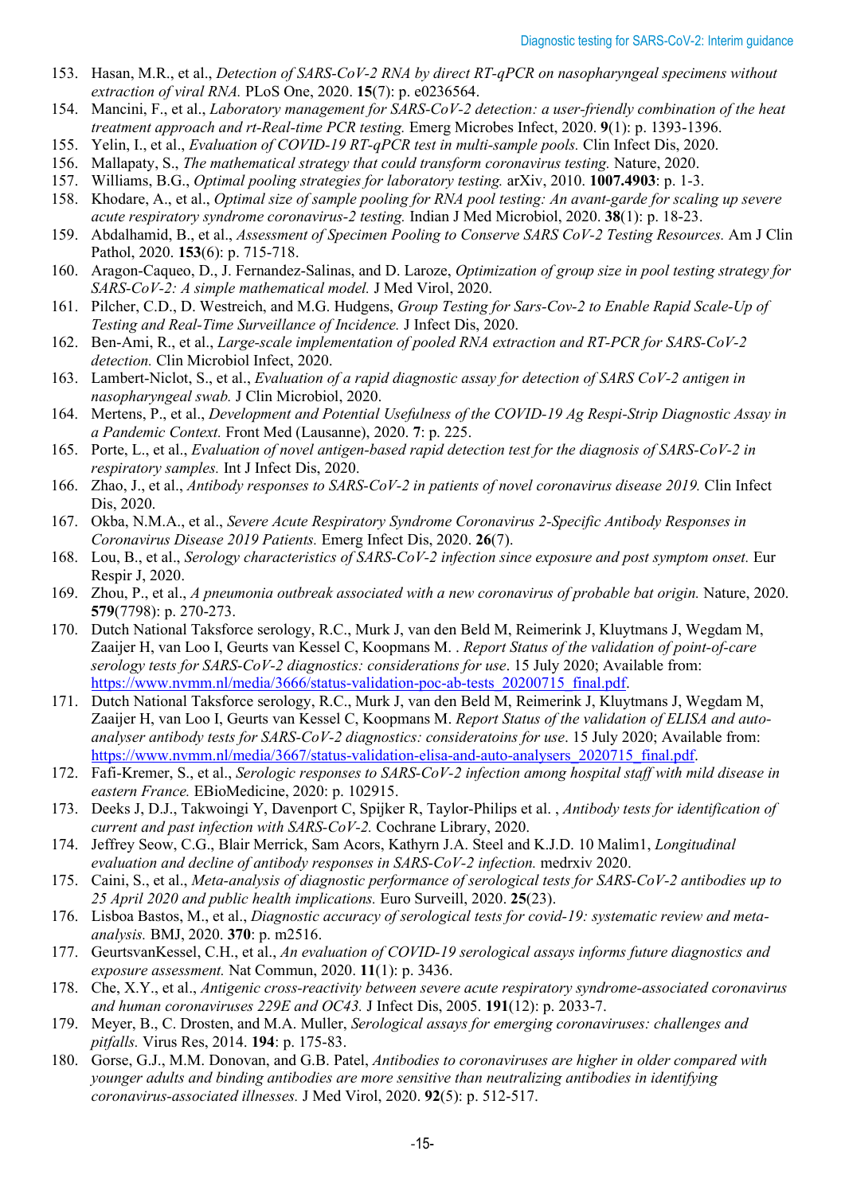153. Hasan, M.R., et al., *Detection of SARS-CoV-2 RNA by direct RT-qPCR on nasopharyngeal specimens without extraction of viral RNA.* PLoS One, 2020. **15**(7): p. e0236564.
154. Mancini, F., et al., *Laboratory management for SARS-CoV-2 detection: a user-friendly combination of the heat treatment approach and rt-Real-time PCR testing.* Emerg Microbes Infect, 2020. **9**(1): p. 1393-1396.
155. Yelin, I., et al., *Evaluation of COVID-19 RT-qPCR test in multi-sample pools.* Clin Infect Dis, 2020.
156. Mallapaty, S., *The mathematical strategy that could transform coronavirus testing.* Nature, 2020.
157. Williams, B.G., *Optimal pooling strategies for laboratory testing.* arXiv, 2010. **1007.4903**: p. 1-3.
158. Khodare, A., et al., *Optimal size of sample pooling for RNA pool testing: An avant-garde for scaling up severe acute respiratory syndrome coronavirus-2 testing.* Indian J Med Microbiol, 2020. **38**(1): p. 18-23.
159. Abdalhamid, B., et al., *Assessment of Specimen Pooling to Conserve SARS CoV-2 Testing Resources.* Am J Clin Pathol, 2020. **153**(6): p. 715-718.
160. Aragon-Caqueo, D., J. Fernandez-Salinas, and D. Laroze, *Optimization of group size in pool testing strategy for SARS-CoV-2: A simple mathematical model.* J Med Virol, 2020.
161. Pilcher, C.D., D. Westreich, and M.G. Hudgens, *Group Testing for Sars-Cov-2 to Enable Rapid Scale-Up of Testing and Real-Time Surveillance of Incidence.* J Infect Dis, 2020.
162. Ben-Ami, R., et al., *Large-scale implementation of pooled RNA extraction and RT-PCR for SARS-CoV-2 detection.* Clin Microbiol Infect, 2020.
163. Lambert-Niclot, S., et al., *Evaluation of a rapid diagnostic assay for detection of SARS CoV-2 antigen in nasopharyngeal swab.* J Clin Microbiol, 2020.
164. Mertens, P., et al., *Development and Potential Usefulness of the COVID-19 Ag Respi-Strip Diagnostic Assay in a Pandemic Context.* Front Med (Lausanne), 2020. **7**: p. 225.
165. Porte, L., et al., *Evaluation of novel antigen-based rapid detection test for the diagnosis of SARS-CoV-2 in respiratory samples.* Int J Infect Dis, 2020.
166. Zhao, J., et al., *Antibody responses to SARS-CoV-2 in patients of novel coronavirus disease 2019.* Clin Infect Dis, 2020.
167. Okba, N.M.A., et al., *Severe Acute Respiratory Syndrome Coronavirus 2-Specific Antibody Responses in Coronavirus Disease 2019 Patients.* Emerg Infect Dis, 2020. **26**(7).
168. Lou, B., et al., *Serology characteristics of SARS-CoV-2 infection since exposure and post symptom onset.* Eur Respir J, 2020.
169. Zhou, P., et al., *A pneumonia outbreak associated with a new coronavirus of probable bat origin.* Nature, 2020. **579**(7798): p. 270-273.
170. Dutch National Taksforce serology, R.C., Murk J, van den Beld M, Reimerink J, Kluytmans J, Wegdam M, Zaaijer H, van Loo I, Geurts van Kessel C, Koopmans M. . *Report Status of the validation of point-of-care serology tests for SARS-CoV-2 diagnostics: considerations for use*. 15 July 2020; Available from: [https://www.nvmm.nl/media/3666/status-validation-poc-ab-tests_20200715_final.pdf](https://www.nvmm.nl/media/3666/status-validation-poc-ab-tests_20200715_final.pdf).
171. Dutch National Taksforce serology, R.C., Murk J, van den Beld M, Reimerink J, Kluytmans J, Wegdam M, Zaaijer H, van Loo I, Geurts van Kessel C, Koopmans M. *Report Status of the validation of ELISA and auto-analyser antibody tests for SARS-CoV-2 diagnostics: consideratoins for use*. 15 July 2020; Available from: [https://www.nvmm.nl/media/3667/status-validation-elisa-and-auto-analysers_2020715_final.pdf](https://www.nvmm.nl/media/3667/status-validation-elisa-and-auto-analysers_2020715_final.pdf).
172. Fafi-Kremer, S., et al., *Serologic responses to SARS-CoV-2 infection among hospital staff with mild disease in eastern France.* EBioMedicine, 2020: p. 102915.
173. Deeks J, D.J., Takwoingi Y, Davenport C, Spijker R, Taylor-Philips et al. , *Antibody tests for identification of current and past infection with SARS-CoV-2.* Cochrane Library, 2020.
174. Jeffrey Seow, C.G., Blair Merrick, Sam Acors, Kathyrn J.A. Steel and K.J.D. 10 Malim1, *Longitudinal evaluation and decline of antibody responses in SARS-CoV-2 infection.* medrxiv 2020.
175. Caini, S., et al., *Meta-analysis of diagnostic performance of serological tests for SARS-CoV-2 antibodies up to 25 April 2020 and public health implications.* Euro Surveill, 2020. **25**(23).
176. Lisboa Bastos, M., et al., *Diagnostic accuracy of serological tests for covid-19: systematic review and meta-analysis.* BMJ, 2020. **370**: p. m2516.
177. GeurtsvanKessel, C.H., et al., *An evaluation of COVID-19 serological assays informs future diagnostics and exposure assessment.* Nat Commun, 2020. **11**(1): p. 3436.
178. Che, X.Y., et al., *Antigenic cross-reactivity between severe acute respiratory syndrome-associated coronavirus and human coronaviruses 229E and OC43.* J Infect Dis, 2005. **191**(12): p. 2033-7.
179. Meyer, B., C. Drosten, and M.A. Muller, *Serological assays for emerging coronaviruses: challenges and pitfalls.* Virus Res, 2014. **194**: p. 175-83.
180. Gorse, G.J., M.M. Donovan, and G.B. Patel, *Antibodies to coronaviruses are higher in older compared with younger adults and binding antibodies are more sensitive than neutralizing antibodies in identifying coronavirus-associated illnesses.* J Med Virol, 2020. **92**(5): p. 512-517.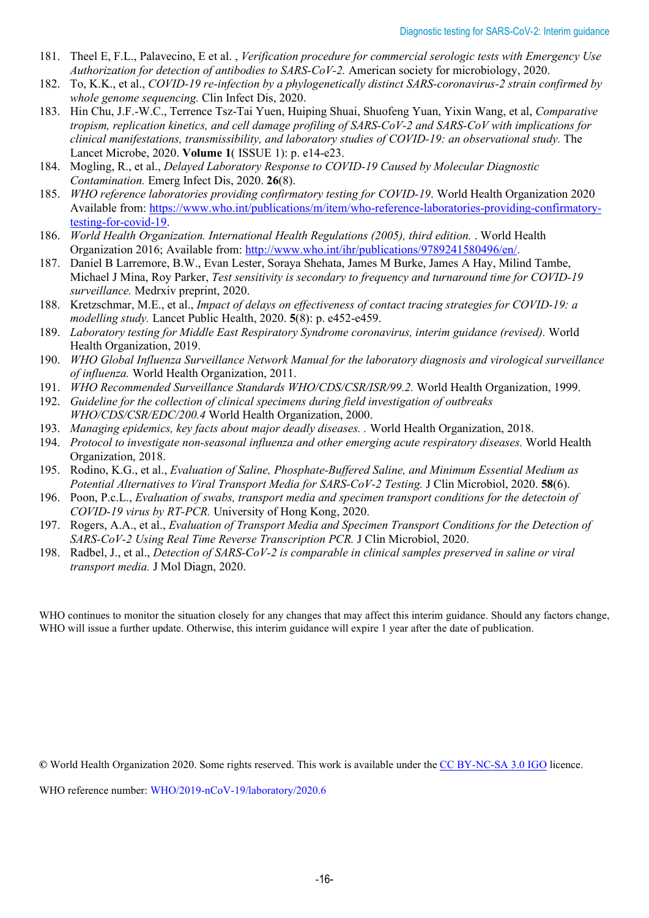181. Theel E, F.L., Palavecino, E et al. , *Verification procedure for commercial serologic tests with Emergency Use Authorization for detection of antibodies to SARS-CoV-2.* American society for microbiology, 2020.
182. To, K.K., et al., *COVID-19 re-infection by a phylogenetically distinct SARS-coronavirus-2 strain confirmed by whole genome sequencing.* Clin Infect Dis, 2020.
183. Hin Chu, J.F.-W.C., Terrence Tsz-Tai Yuen, Huiping Shuai, Shuofeng Yuan, Yixin Wang, et al, *Comparative tropism, replication kinetics, and cell damage profiling of SARS-CoV-2 and SARS-CoV with implications for clinical manifestations, transmissibility, and laboratory studies of COVID-19: an observational study.* The Lancet Microbe, 2020. **Volume 1**( ISSUE 1): p. e14-e23.
184. Mogling, R., et al., *Delayed Laboratory Response to COVID-19 Caused by Molecular Diagnostic Contamination.* Emerg Infect Dis, 2020. **26**(8).
185. *WHO reference laboratories providing confirmatory testing for COVID-19.* World Health Organization 2020 Available from: https://www.who.int/publications/m/item/who-reference-laboratories-providing-confirmatory-testing-for-covid-19.
186. *World Health Organization. International Health Regulations (2005), third edition.* . World Health Organization 2016; Available from: http://www.who.int/ihr/publications/9789241580496/en/.
187. Daniel B Larremore, B.W., Evan Lester, Soraya Shehata, James M Burke, James A Hay, Milind Tambe, Michael J Mina, Roy Parker, *Test sensitivity is secondary to frequency and turnaround time for COVID-19 surveillance.* Medrxiv preprint, 2020.
188. Kretzschmar, M.E., et al., *Impact of delays on effectiveness of contact tracing strategies for COVID-19: a modelling study.* Lancet Public Health, 2020. **5**(8): p. e452-e459.
189. *Laboratory testing for Middle East Respiratory Syndrome coronavirus, interim guidance (revised).* World Health Organization, 2019.
190. *WHO Global Influenza Surveillance Network Manual for the laboratory diagnosis and virological surveillance of influenza.* World Health Organization, 2011.
191. *WHO Recommended Surveillance Standards WHO/CDS/CSR/ISR/99.2.* World Health Organization, 1999.
192. *Guideline for the collection of clinical specimens during field investigation of outbreaks WHO/CDS/CSR/EDC/200.4* World Health Organization, 2000.
193. *Managing epidemics, key facts about major deadly diseases. .* World Health Organization, 2018.
194. *Protocol to investigate non-seasonal influenza and other emerging acute respiratory diseases.* World Health Organization, 2018.
195. Rodino, K.G., et al., *Evaluation of Saline, Phosphate-Buffered Saline, and Minimum Essential Medium as Potential Alternatives to Viral Transport Media for SARS-CoV-2 Testing.* J Clin Microbiol, 2020. **58**(6).
196. Poon, P.c.L., *Evaluation of swabs, transport media and specimen transport conditions for the detectoin of COVID-19 virus by RT-PCR.* University of Hong Kong, 2020.
197. Rogers, A.A., et al., *Evaluation of Transport Media and Specimen Transport Conditions for the Detection of SARS-CoV-2 Using Real Time Reverse Transcription PCR.* J Clin Microbiol, 2020.
198. Radbel, J., et al., *Detection of SARS-CoV-2 is comparable in clinical samples preserved in saline or viral transport media.* J Mol Diagn, 2020.

WHO continues to monitor the situation closely for any changes that may affect this interim guidance. Should any factors change, WHO will issue a further update. Otherwise, this interim guidance will expire 1 year after the date of publication.

© World Health Organization 2020. Some rights reserved. This work is available under the CC BY-NC-SA 3.0 IGO licence.

WHO reference number: WHO/2019-nCoV-19/laboratory/2020.6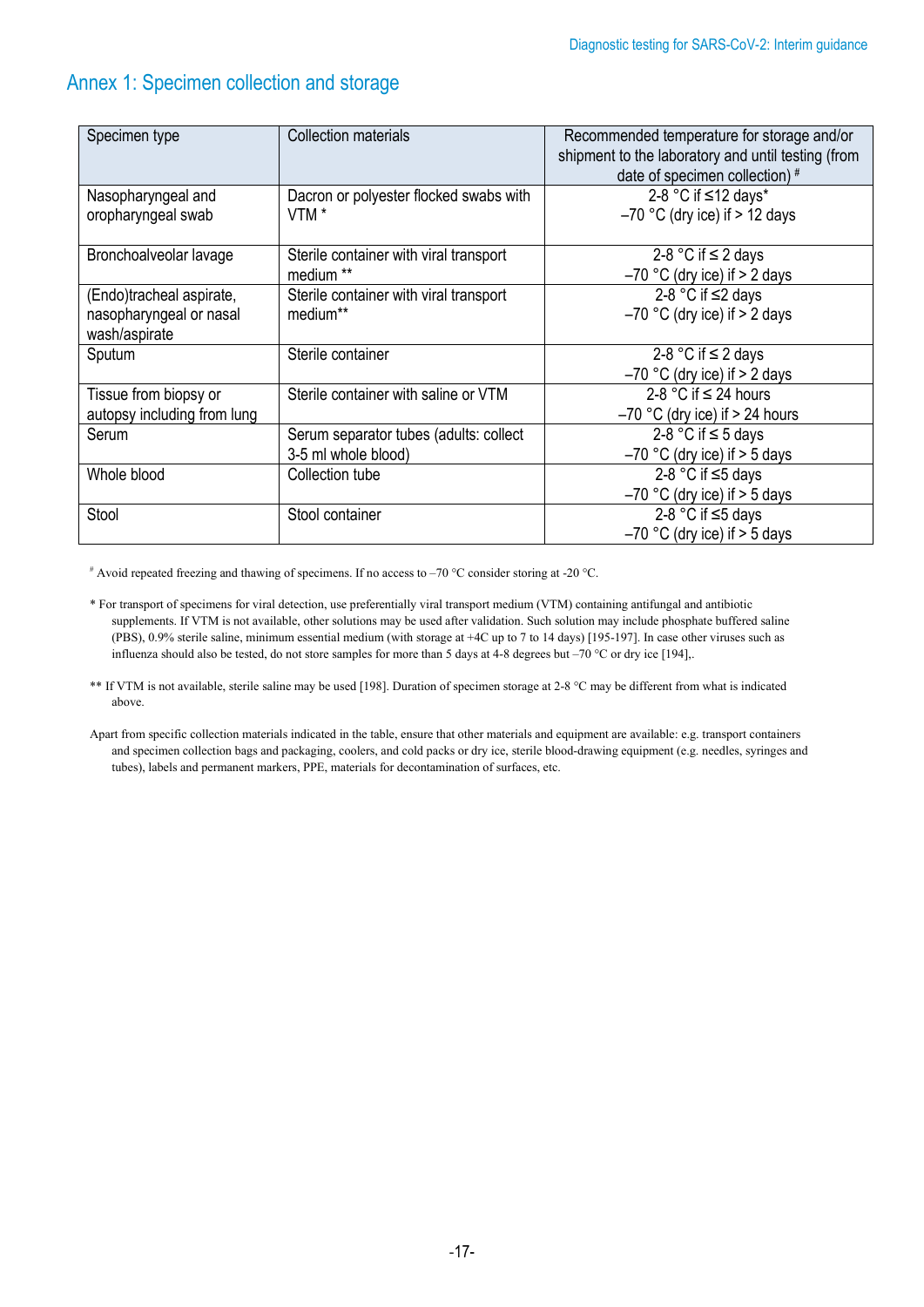## Annex 1: Specimen collection and storage

| Specimen type | Collection materials | Recommended temperature for storage and/or shipment to the laboratory and until testing (from date of specimen collection) # |
|---|---|---|
| Nasopharyngeal and oropharyngeal swab | Dacron or polyester flocked swabs with VTM * | 2-8 °C if ≤12 days*<br>–70 °C (dry ice) if > 12 days |
| Bronchoalveolar lavage | Sterile container with viral transport medium ** | 2-8 °C if ≤ 2 days<br>–70 °C (dry ice) if > 2 days |
| (Endo)tracheal aspirate, nasopharyngeal or nasal wash/aspirate | Sterile container with viral transport medium** | 2-8 °C if ≤2 days<br>–70 °C (dry ice) if > 2 days |
| Sputum | Sterile container | 2-8 °C if ≤ 2 days<br>–70 °C (dry ice) if > 2 days |
| Tissue from biopsy or autopsy including from lung | Sterile container with saline or VTM | 2-8 °C if ≤ 24 hours<br>–70 °C (dry ice) if > 24 hours |
| Serum | Serum separator tubes (adults: collect 3-5 ml whole blood) | 2-8 °C if ≤ 5 days<br>–70 °C (dry ice) if > 5 days |
| Whole blood | Collection tube | 2-8 °C if ≤5 days<br>–70 °C (dry ice) if > 5 days |
| Stool | Stool container | 2-8 °C if ≤5 days<br>–70 °C (dry ice) if > 5 days |

# Avoid repeated freezing and thawing of specimens. If no access to –70 °C consider storing at -20 °C.

* For transport of specimens for viral detection, use preferentially viral transport medium (VTM) containing antifungal and antibiotic supplements. If VTM is not available, other solutions may be used after validation. Such solution may include phosphate buffered saline (PBS), 0.9% sterile saline, minimum essential medium (with storage at +4C up to 7 to 14 days) [195-197]. In case other viruses such as influenza should also be tested, do not store samples for more than 5 days at 4-8 degrees but –70 °C or dry ice [194],.

** If VTM is not available, sterile saline may be used [198]. Duration of specimen storage at 2-8 °C may be different from what is indicated above.

Apart from specific collection materials indicated in the table, ensure that other materials and equipment are available: e.g. transport containers and specimen collection bags and packaging, coolers, and cold packs or dry ice, sterile blood-drawing equipment (e.g. needles, syringes and tubes), labels and permanent markers, PPE, materials for decontamination of surfaces, etc.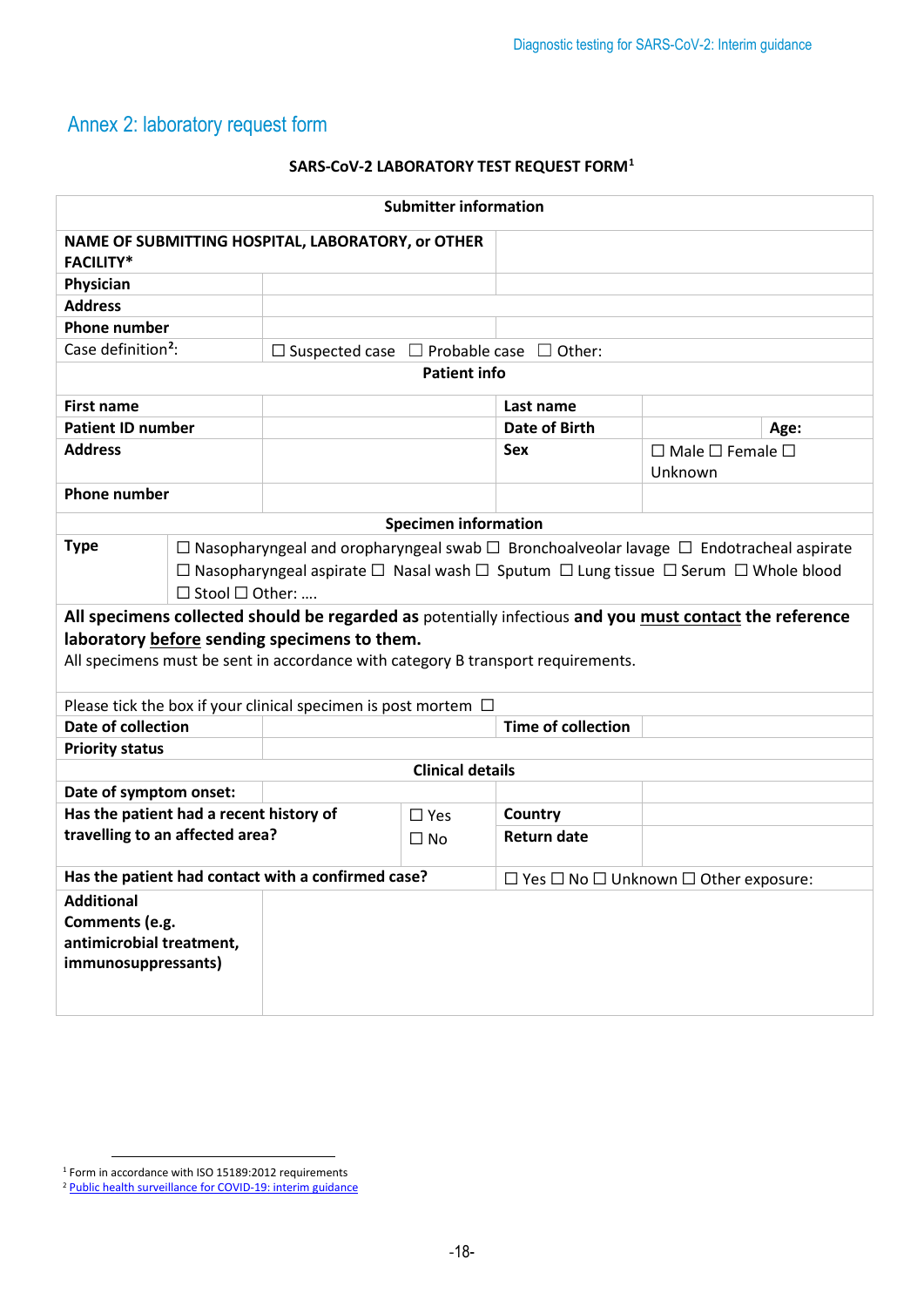## Annex 2: laboratory request form

**SARS-CoV-2 LABORATORY TEST REQUEST FORM**[1]

| **Submitter information** | | | |
|---|---|---|---|
| **NAME OF SUBMITTING HOSPITAL, LABORATORY, or OTHER FACILITY*** | | | |
| **Physician** | | | |
| **Address** | | | |
| **Phone number** | | | |
| Case definition[2]: | ☐ Suspected case ☐ Probable case ☐ Other: | | |
| **Patient info** | | | |
| **First name** | | **Last name** | |
| **Patient ID number** | | **Date of Birth** | **Age:** |
| **Address** | | **Sex** | ☐ Male ☐ Female ☐ Unknown |
| **Phone number** | | | |
| **Specimen information** | | | |
| **Type** | ☐ Nasopharyngeal and oropharyngeal swab ☐ Bronchoalveolar lavage ☐ Endotracheal aspirate ☐ Nasopharyngeal aspirate ☐ Nasal wash ☐ Sputum ☐ Lung tissue ☐ Serum ☐ Whole blood ☐ Stool ☐ Other: …. | | |
| **All specimens collected should be regarded as** potentially infectious **and you must contact the reference laboratory before sending specimens to them.** All specimens must be sent in accordance with category B transport requirements. | | | |
| Please tick the box if your clinical specimen is post mortem ☐ | | | |
| **Date of collection** | | **Time of collection** | |
| **Priority status** | | | |
| **Clinical details** | | | |
| **Date of symptom onset:** | | | |
| **Has the patient had a recent history of travelling to an affected area?** | ☐ Yes ☐ No | **Country** | |
| | | **Return date** | |
| **Has the patient had contact with a confirmed case?** | | ☐ Yes ☐ No ☐ Unknown ☐ Other exposure: | |
| **Additional Comments (e.g. antimicrobial treatment, immunosuppressants)** | | | |

[1] Form in accordance with ISO 15189:2012 requirements
[2] Public health surveillance for COVID-19: interim guidance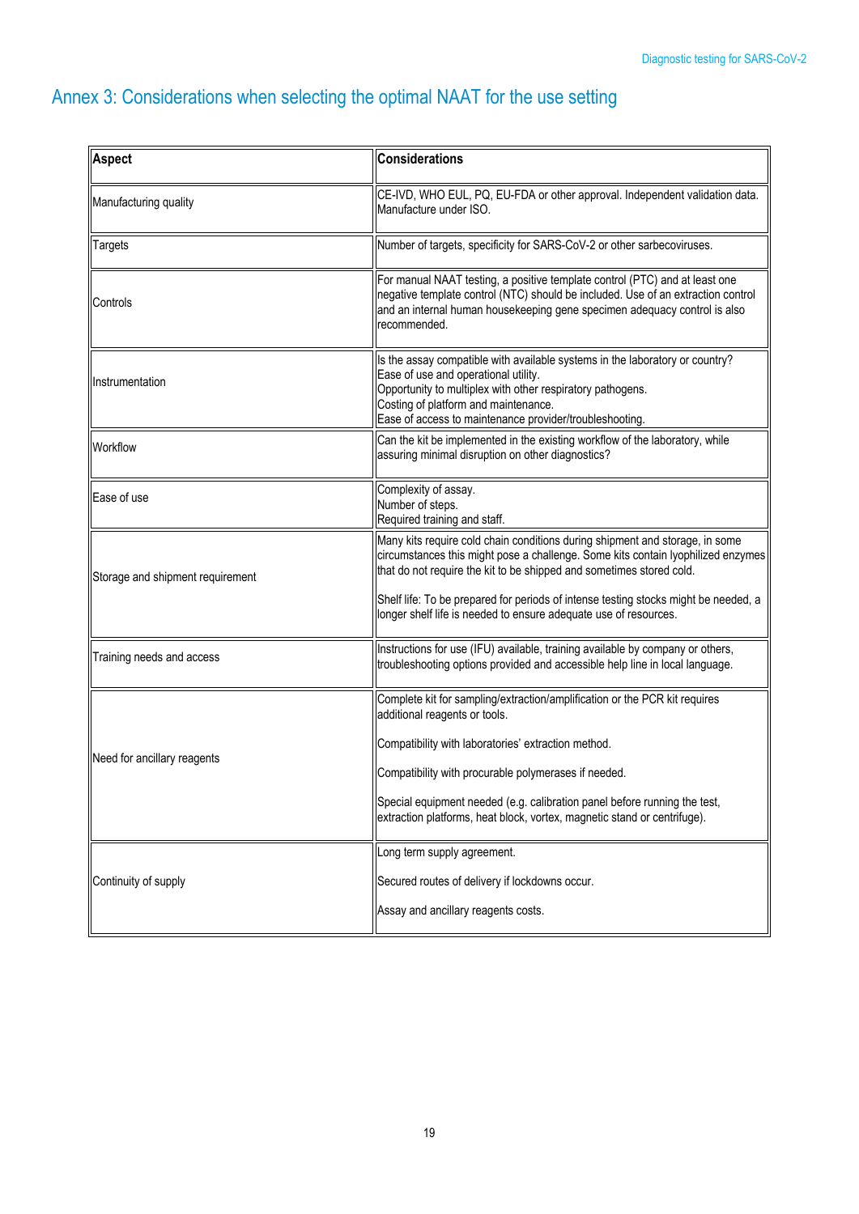# Annex 3: Considerations when selecting the optimal NAAT for the use setting

| Aspect | Considerations |
| --- | --- |
| Manufacturing quality | CE-IVD, WHO EUL, PQ, EU-FDA or other approval. Independent validation data. Manufacture under ISO. |
| Targets | Number of targets, specificity for SARS-CoV-2 or other sarbecoviruses. |
| Controls | For manual NAAT testing, a positive template control (PTC) and at least one negative template control (NTC) should be included. Use of an extraction control and an internal human housekeeping gene specimen adequacy control is also recommended. |
| Instrumentation | Is the assay compatible with available systems in the laboratory or country?<br>Ease of use and operational utility.<br>Opportunity to multiplex with other respiratory pathogens.<br>Costing of platform and maintenance.<br>Ease of access to maintenance provider/troubleshooting. |
| Workflow | Can the kit be implemented in the existing workflow of the laboratory, while assuring minimal disruption on other diagnostics? |
| Ease of use | Complexity of assay.<br>Number of steps.<br>Required training and staff. |
| Storage and shipment requirement | Many kits require cold chain conditions during shipment and storage, in some circumstances this might pose a challenge. Some kits contain lyophilized enzymes that do not require the kit to be shipped and sometimes stored cold.<br><br>Shelf life: To be prepared for periods of intense testing stocks might be needed, a longer shelf life is needed to ensure adequate use of resources. |
| Training needs and access | Instructions for use (IFU) available, training available by company or others, troubleshooting options provided and accessible help line in local language. |
| Need for ancillary reagents | Complete kit for sampling/extraction/amplification or the PCR kit requires additional reagents or tools.<br><br>Compatibility with laboratories' extraction method.<br><br>Compatibility with procurable polymerases if needed.<br><br>Special equipment needed (e.g. calibration panel before running the test, extraction platforms, heat block, vortex, magnetic stand or centrifuge). |
| Continuity of supply | Long term supply agreement.<br><br>Secured routes of delivery if lockdowns occur.<br><br>Assay and ancillary reagents costs. |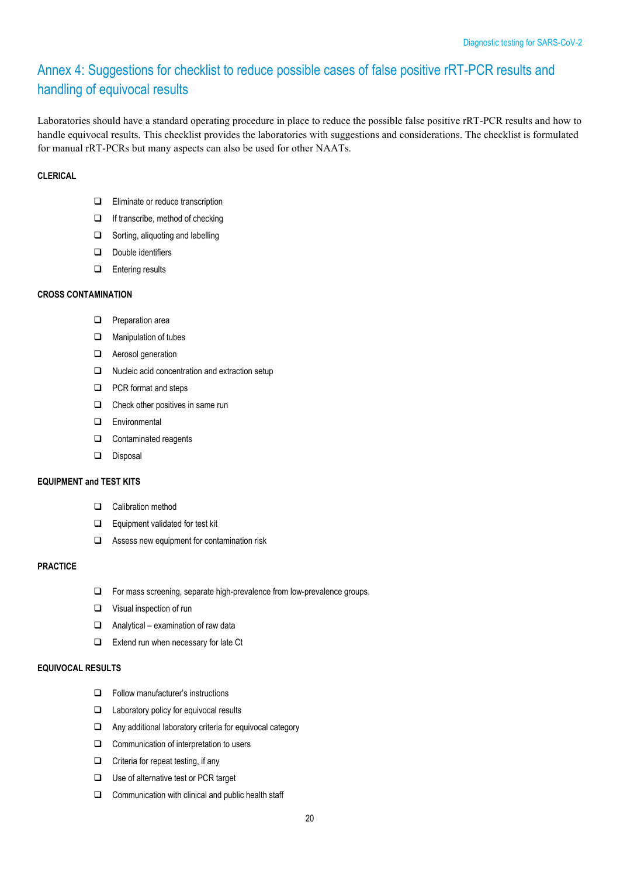## Annex 4: Suggestions for checklist to reduce possible cases of false positive rRT-PCR results and handling of equivocal results

Laboratories should have a standard operating procedure in place to reduce the possible false positive rRT-PCR results and how to handle equivocal results. This checklist provides the laboratories with suggestions and considerations. The checklist is formulated for manual rRT-PCRs but many aspects can also be used for other NAATs.

**CLERICAL**

- ❑ Eliminate or reduce transcription
- ❑ If transcribe, method of checking
- ❑ Sorting, aliquoting and labelling
- ❑ Double identifiers
- ❑ Entering results

**CROSS CONTAMINATION**

- ❑ Preparation area
- ❑ Manipulation of tubes
- ❑ Aerosol generation
- ❑ Nucleic acid concentration and extraction setup
- ❑ PCR format and steps
- ❑ Check other positives in same run
- ❑ Environmental
- ❑ Contaminated reagents
- ❑ Disposal

**EQUIPMENT and TEST KITS**

- ❑ Calibration method
- ❑ Equipment validated for test kit
- ❑ Assess new equipment for contamination risk

**PRACTICE**

- ❑ For mass screening, separate high-prevalence from low-prevalence groups.
- ❑ Visual inspection of run
- ❑ Analytical – examination of raw data
- ❑ Extend run when necessary for late Ct

**EQUIVOCAL RESULTS**

- ❑ Follow manufacturer's instructions
- ❑ Laboratory policy for equivocal results
- ❑ Any additional laboratory criteria for equivocal category
- ❑ Communication of interpretation to users
- ❑ Criteria for repeat testing, if any
- ❑ Use of alternative test or PCR target
- ❑ Communication with clinical and public health staff